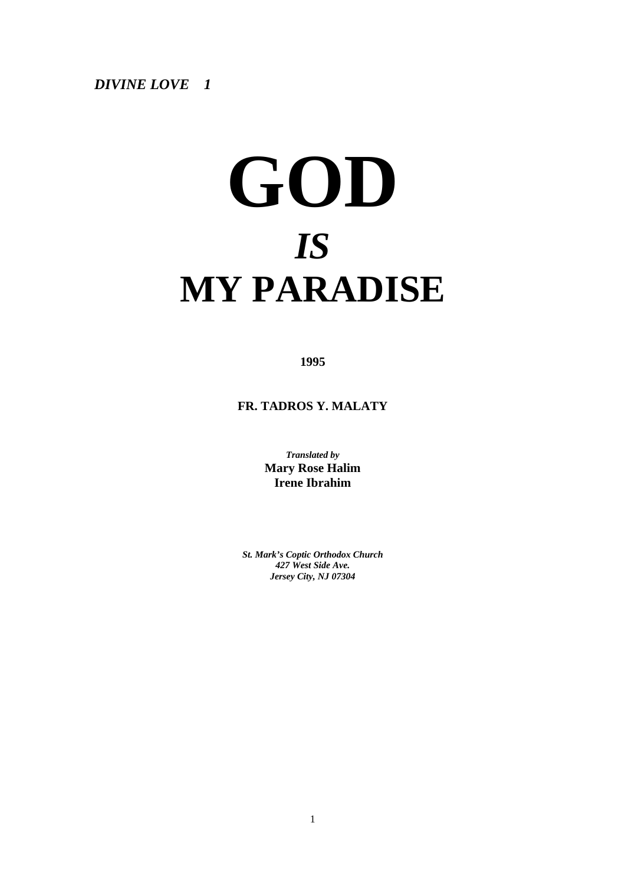***DIVINE LOVE 1***

# GOD
# *IS*
# MY PARADISE

**1995**

**FR. TADROS Y. MALATY**

***Translated by***
**Mary Rose Halim**
**Irene Ibrahim**

***St. Mark's Coptic Orthodox Church***
***427 West Side Ave.***
***Jersey City, NJ 07304***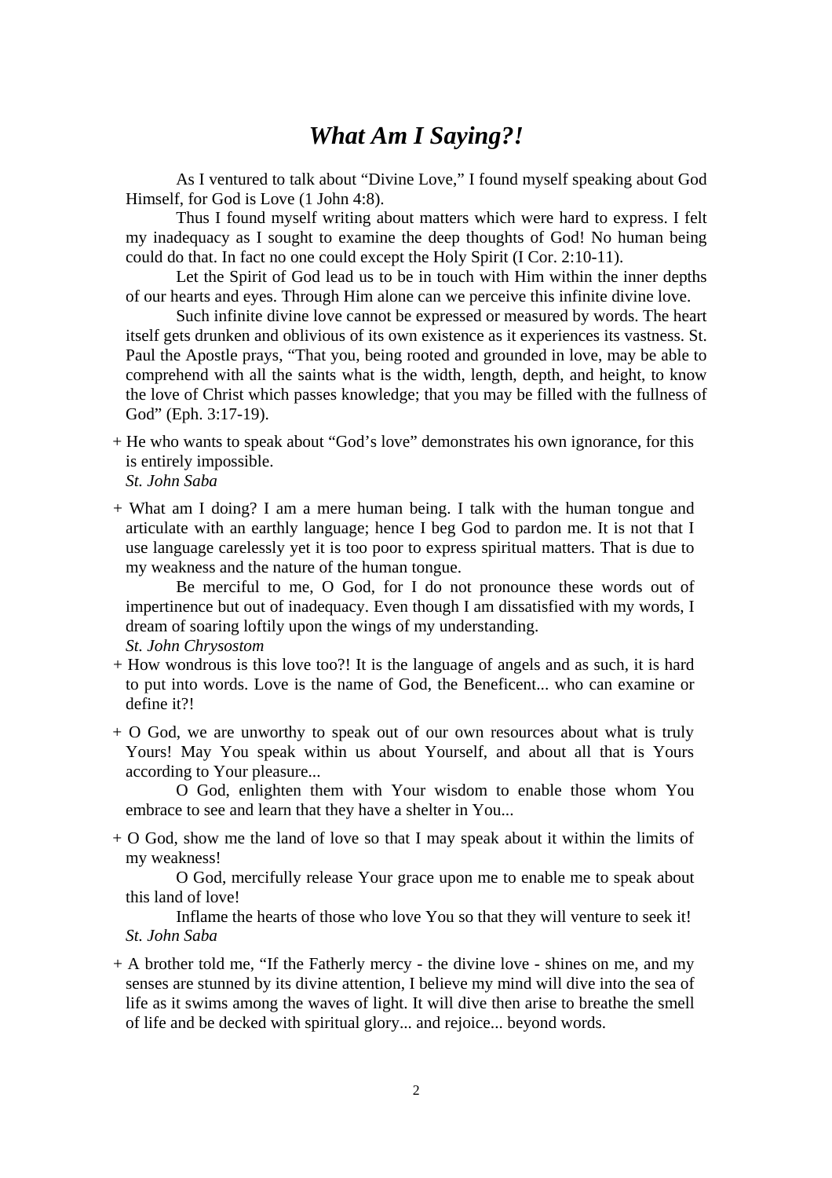# *What Am I Saying?!*

As I ventured to talk about "Divine Love," I found myself speaking about God Himself, for God is Love (1 John 4:8).

Thus I found myself writing about matters which were hard to express. I felt my inadequacy as I sought to examine the deep thoughts of God! No human being could do that. In fact no one could except the Holy Spirit (I Cor. 2:10-11).

Let the Spirit of God lead us to be in touch with Him within the inner depths of our hearts and eyes. Through Him alone can we perceive this infinite divine love.

Such infinite divine love cannot be expressed or measured by words. The heart itself gets drunken and oblivious of its own existence as it experiences its vastness. St. Paul the Apostle prays, "That you, being rooted and grounded in love, may be able to comprehend with all the saints what is the width, length, depth, and height, to know the love of Christ which passes knowledge; that you may be filled with the fullness of God" (Eph. 3:17-19).

+ He who wants to speak about "God's love" demonstrates his own ignorance, for this is entirely impossible.
*St. John Saba*

+ What am I doing? I am a mere human being. I talk with the human tongue and articulate with an earthly language; hence I beg God to pardon me. It is not that I use language carelessly yet it is too poor to express spiritual matters. That is due to my weakness and the nature of the human tongue.

Be merciful to me, O God, for I do not pronounce these words out of impertinence but out of inadequacy. Even though I am dissatisfied with my words, I dream of soaring loftily upon the wings of my understanding.
*St. John Chrysostom*

+ How wondrous is this love too?! It is the language of angels and as such, it is hard to put into words. Love is the name of God, the Beneficent... who can examine or define it?!

+ O God, we are unworthy to speak out of our own resources about what is truly Yours! May You speak within us about Yourself, and about all that is Yours according to Your pleasure...

O God, enlighten them with Your wisdom to enable those whom You embrace to see and learn that they have a shelter in You...

+ O God, show me the land of love so that I may speak about it within the limits of my weakness!

O God, mercifully release Your grace upon me to enable me to speak about this land of love!

Inflame the hearts of those who love You so that they will venture to seek it!
*St. John Saba*

+ A brother told me, "If the Fatherly mercy - the divine love - shines on me, and my senses are stunned by its divine attention, I believe my mind will dive into the sea of life as it swims among the waves of light. It will dive then arise to breathe the smell of life and be decked with spiritual glory... and rejoice... beyond words.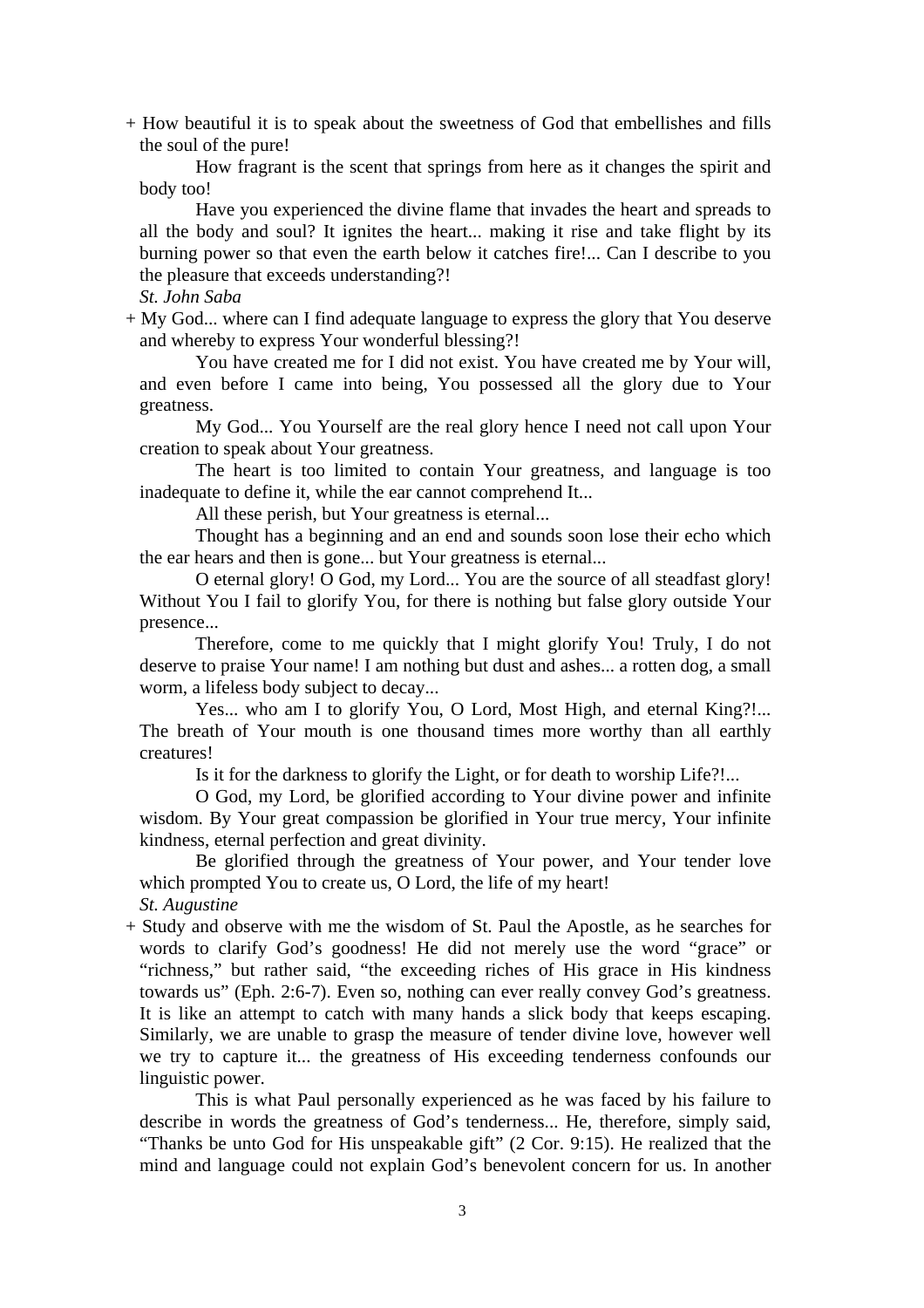+ How beautiful it is to speak about the sweetness of God that embellishes and fills the soul of the pure!

How fragrant is the scent that springs from here as it changes the spirit and body too!

Have you experienced the divine flame that invades the heart and spreads to all the body and soul? It ignites the heart... making it rise and take flight by its burning power so that even the earth below it catches fire!... Can I describe to you the pleasure that exceeds understanding?!

*St. John Saba*

+ My God... where can I find adequate language to express the glory that You deserve and whereby to express Your wonderful blessing?!

You have created me for I did not exist. You have created me by Your will, and even before I came into being, You possessed all the glory due to Your greatness.

My God... You Yourself are the real glory hence I need not call upon Your creation to speak about Your greatness.

The heart is too limited to contain Your greatness, and language is too inadequate to define it, while the ear cannot comprehend It...

All these perish, but Your greatness is eternal...

Thought has a beginning and an end and sounds soon lose their echo which the ear hears and then is gone... but Your greatness is eternal...

O eternal glory! O God, my Lord... You are the source of all steadfast glory! Without You I fail to glorify You, for there is nothing but false glory outside Your presence...

Therefore, come to me quickly that I might glorify You! Truly, I do not deserve to praise Your name! I am nothing but dust and ashes... a rotten dog, a small worm, a lifeless body subject to decay...

Yes... who am I to glorify You, O Lord, Most High, and eternal King?!... The breath of Your mouth is one thousand times more worthy than all earthly creatures!

Is it for the darkness to glorify the Light, or for death to worship Life?!...

O God, my Lord, be glorified according to Your divine power and infinite wisdom. By Your great compassion be glorified in Your true mercy, Your infinite kindness, eternal perfection and great divinity.

Be glorified through the greatness of Your power, and Your tender love which prompted You to create us, O Lord, the life of my heart!

*St. Augustine*

+ Study and observe with me the wisdom of St. Paul the Apostle, as he searches for words to clarify God's goodness! He did not merely use the word "grace" or "richness," but rather said, "the exceeding riches of His grace in His kindness towards us" (Eph. 2:6-7). Even so, nothing can ever really convey God's greatness. It is like an attempt to catch with many hands a slick body that keeps escaping. Similarly, we are unable to grasp the measure of tender divine love, however well we try to capture it... the greatness of His exceeding tenderness confounds our linguistic power.

This is what Paul personally experienced as he was faced by his failure to describe in words the greatness of God's tenderness... He, therefore, simply said, "Thanks be unto God for His unspeakable gift" (2 Cor. 9:15). He realized that the mind and language could not explain God's benevolent concern for us. In another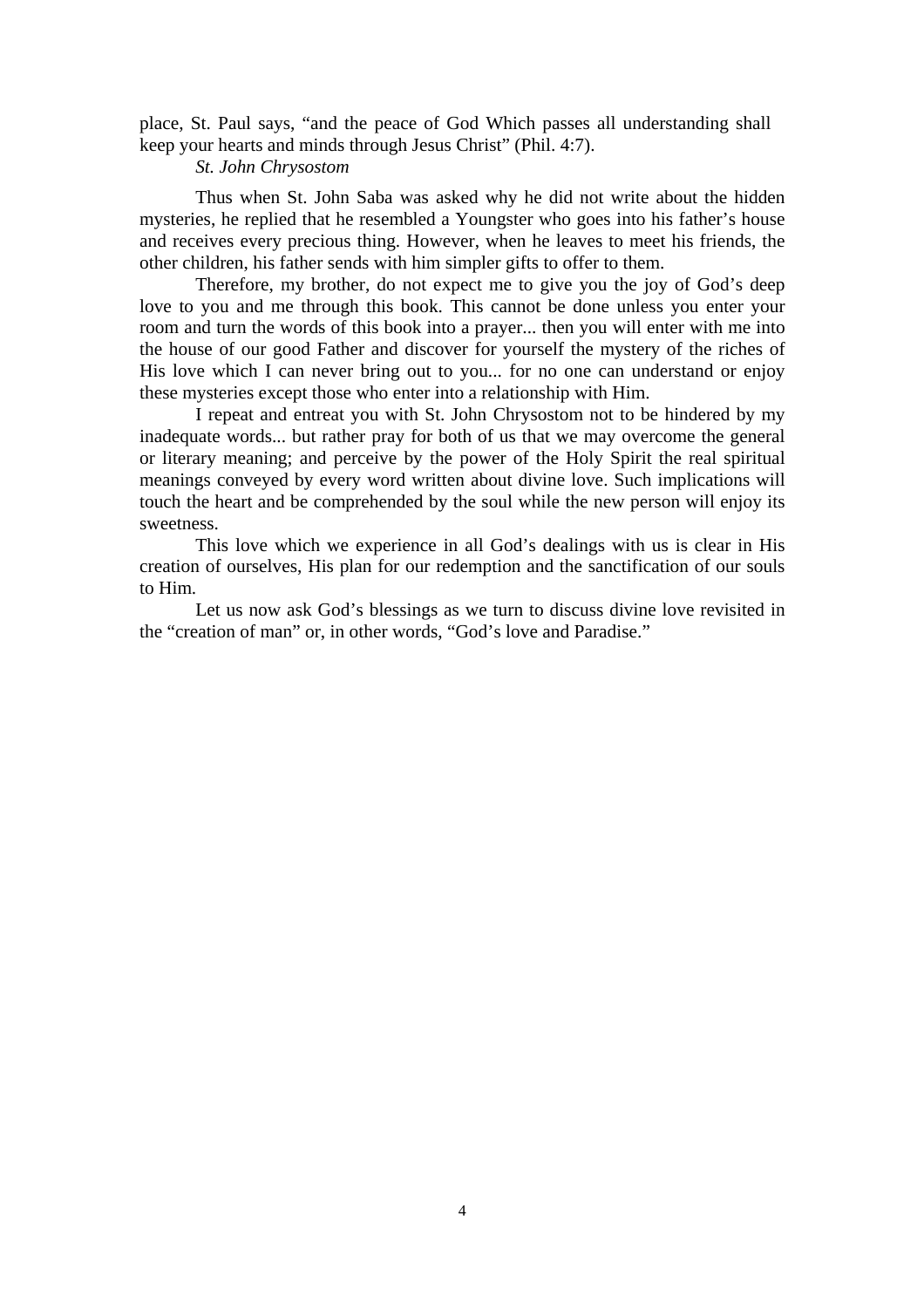place, St. Paul says, “and the peace of God Which passes all understanding shall keep your hearts and minds through Jesus Christ” (Phil. 4:7).

*St. John Chrysostom*

Thus when St. John Saba was asked why he did not write about the hidden mysteries, he replied that he resembled a Youngster who goes into his father’s house and receives every precious thing. However, when he leaves to meet his friends, the other children, his father sends with him simpler gifts to offer to them.

Therefore, my brother, do not expect me to give you the joy of God’s deep love to you and me through this book. This cannot be done unless you enter your room and turn the words of this book into a prayer... then you will enter with me into the house of our good Father and discover for yourself the mystery of the riches of His love which I can never bring out to you... for no one can understand or enjoy these mysteries except those who enter into a relationship with Him.

I repeat and entreat you with St. John Chrysostom not to be hindered by my inadequate words... but rather pray for both of us that we may overcome the general or literary meaning; and perceive by the power of the Holy Spirit the real spiritual meanings conveyed by every word written about divine love. Such implications will touch the heart and be comprehended by the soul while the new person will enjoy its sweetness.

This love which we experience in all God’s dealings with us is clear in His creation of ourselves, His plan for our redemption and the sanctification of our souls to Him.

Let us now ask God’s blessings as we turn to discuss divine love revisited in the “creation of man” or, in other words, “God’s love and Paradise.”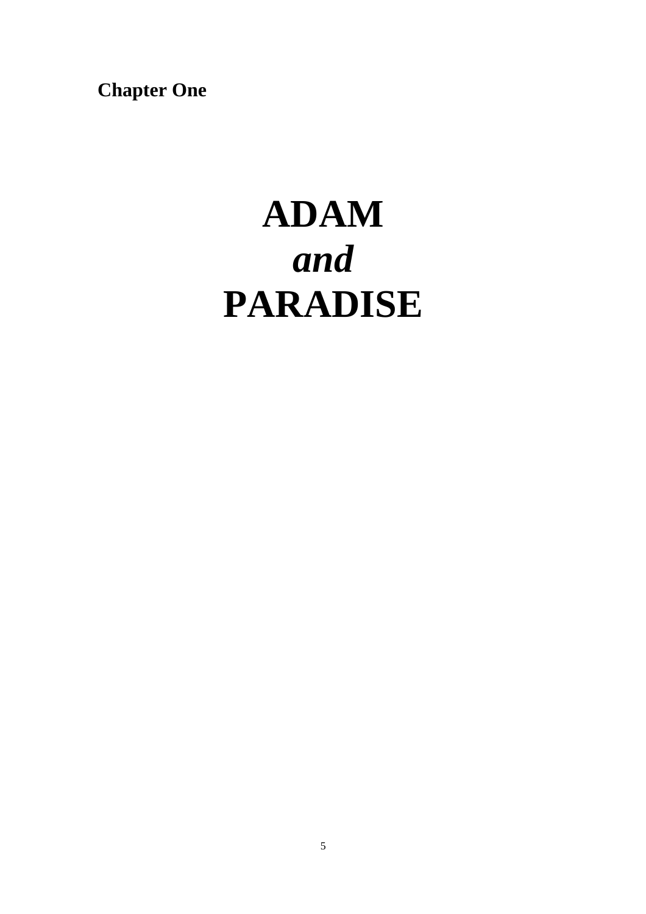**Chapter One**

# ADAM
# *and*
# PARADISE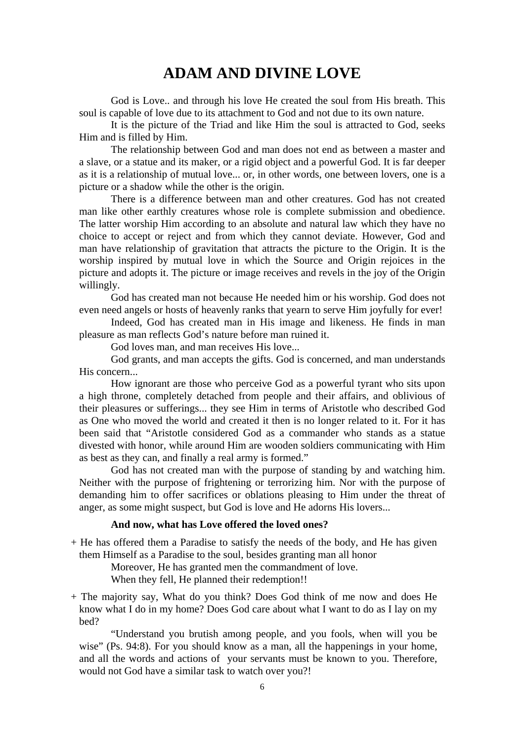# ADAM AND DIVINE LOVE

God is Love.. and through his love He created the soul from His breath. This soul is capable of love due to its attachment to God and not due to its own nature.

It is the picture of the Triad and like Him the soul is attracted to God, seeks Him and is filled by Him.

The relationship between God and man does not end as between a master and a slave, or a statue and its maker, or a rigid object and a powerful God. It is far deeper as it is a relationship of mutual love... or, in other words, one between lovers, one is a picture or a shadow while the other is the origin.

There is a difference between man and other creatures. God has not created man like other earthly creatures whose role is complete submission and obedience. The latter worship Him according to an absolute and natural law which they have no choice to accept or reject and from which they cannot deviate. However, God and man have relationship of gravitation that attracts the picture to the Origin. It is the worship inspired by mutual love in which the Source and Origin rejoices in the picture and adopts it. The picture or image receives and revels in the joy of the Origin willingly.

God has created man not because He needed him or his worship. God does not even need angels or hosts of heavenly ranks that yearn to serve Him joyfully for ever!

Indeed, God has created man in His image and likeness. He finds in man pleasure as man reflects God's nature before man ruined it.

God loves man, and man receives His love...

God grants, and man accepts the gifts. God is concerned, and man understands His concern...

How ignorant are those who perceive God as a powerful tyrant who sits upon a high throne, completely detached from people and their affairs, and oblivious of their pleasures or sufferings... they see Him in terms of Aristotle who described God as One who moved the world and created it then is no longer related to it. For it has been said that "Aristotle considered God as a commander who stands as a statue divested with honor, while around Him are wooden soldiers communicating with Him as best as they can, and finally a real army is formed."

God has not created man with the purpose of standing by and watching him. Neither with the purpose of frightening or terrorizing him. Nor with the purpose of demanding him to offer sacrifices or oblations pleasing to Him under the threat of anger, as some might suspect, but God is love and He adorns His lovers...

**And now, what has Love offered the loved ones?**

+ He has offered them a Paradise to satisfy the needs of the body, and He has given them Himself as a Paradise to the soul, besides granting man all honor

  Moreover, He has granted men the commandment of love.

  When they fell, He planned their redemption!!

+ The majority say, What do you think? Does God think of me now and does He know what I do in my home? Does God care about what I want to do as I lay on my bed?

  "Understand you brutish among people, and you fools, when will you be wise" (Ps. 94:8). For you should know as a man, all the happenings in your home, and all the words and actions of your servants must be known to you. Therefore, would not God have a similar task to watch over you?!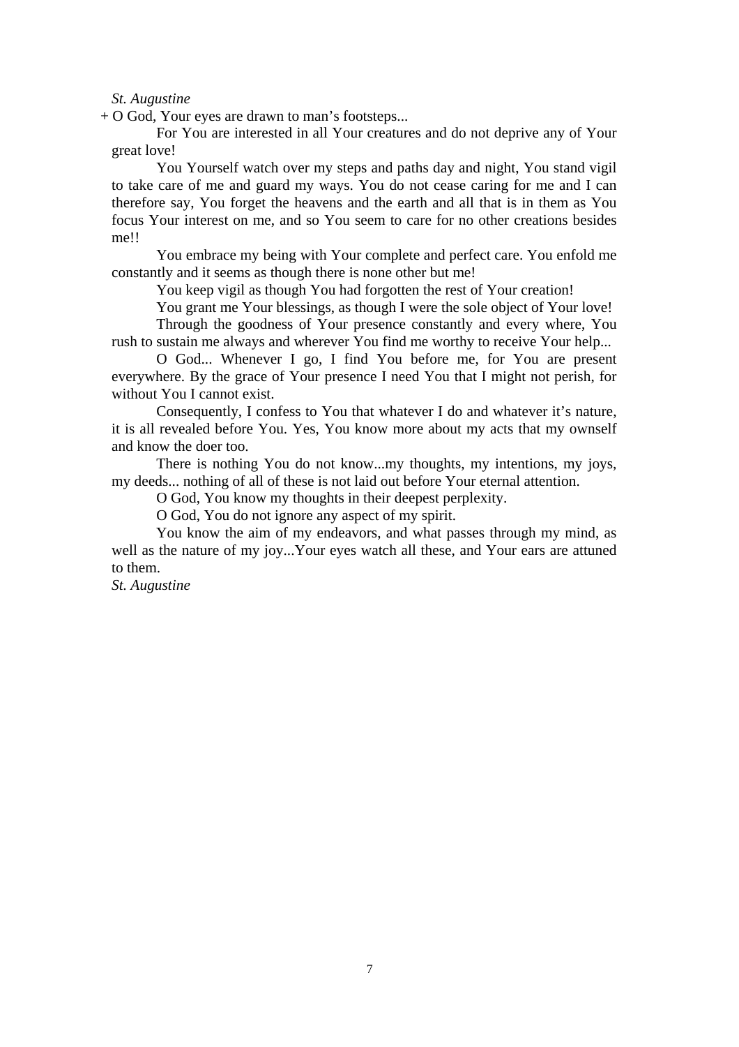*St. Augustine*

+ O God, Your eyes are drawn to man's footsteps...

For You are interested in all Your creatures and do not deprive any of Your great love!

You Yourself watch over my steps and paths day and night, You stand vigil to take care of me and guard my ways. You do not cease caring for me and I can therefore say, You forget the heavens and the earth and all that is in them as You focus Your interest on me, and so You seem to care for no other creations besides me!!

You embrace my being with Your complete and perfect care. You enfold me constantly and it seems as though there is none other but me!

You keep vigil as though You had forgotten the rest of Your creation!

You grant me Your blessings, as though I were the sole object of Your love!

Through the goodness of Your presence constantly and every where, You rush to sustain me always and wherever You find me worthy to receive Your help...

O God... Whenever I go, I find You before me, for You are present everywhere. By the grace of Your presence I need You that I might not perish, for without You I cannot exist.

Consequently, I confess to You that whatever I do and whatever it's nature, it is all revealed before You. Yes, You know more about my acts that my ownself and know the doer too.

There is nothing You do not know...my thoughts, my intentions, my joys, my deeds... nothing of all of these is not laid out before Your eternal attention.

O God, You know my thoughts in their deepest perplexity.

O God, You do not ignore any aspect of my spirit.

You know the aim of my endeavors, and what passes through my mind, as well as the nature of my joy...Your eyes watch all these, and Your ears are attuned to them.

*St. Augustine*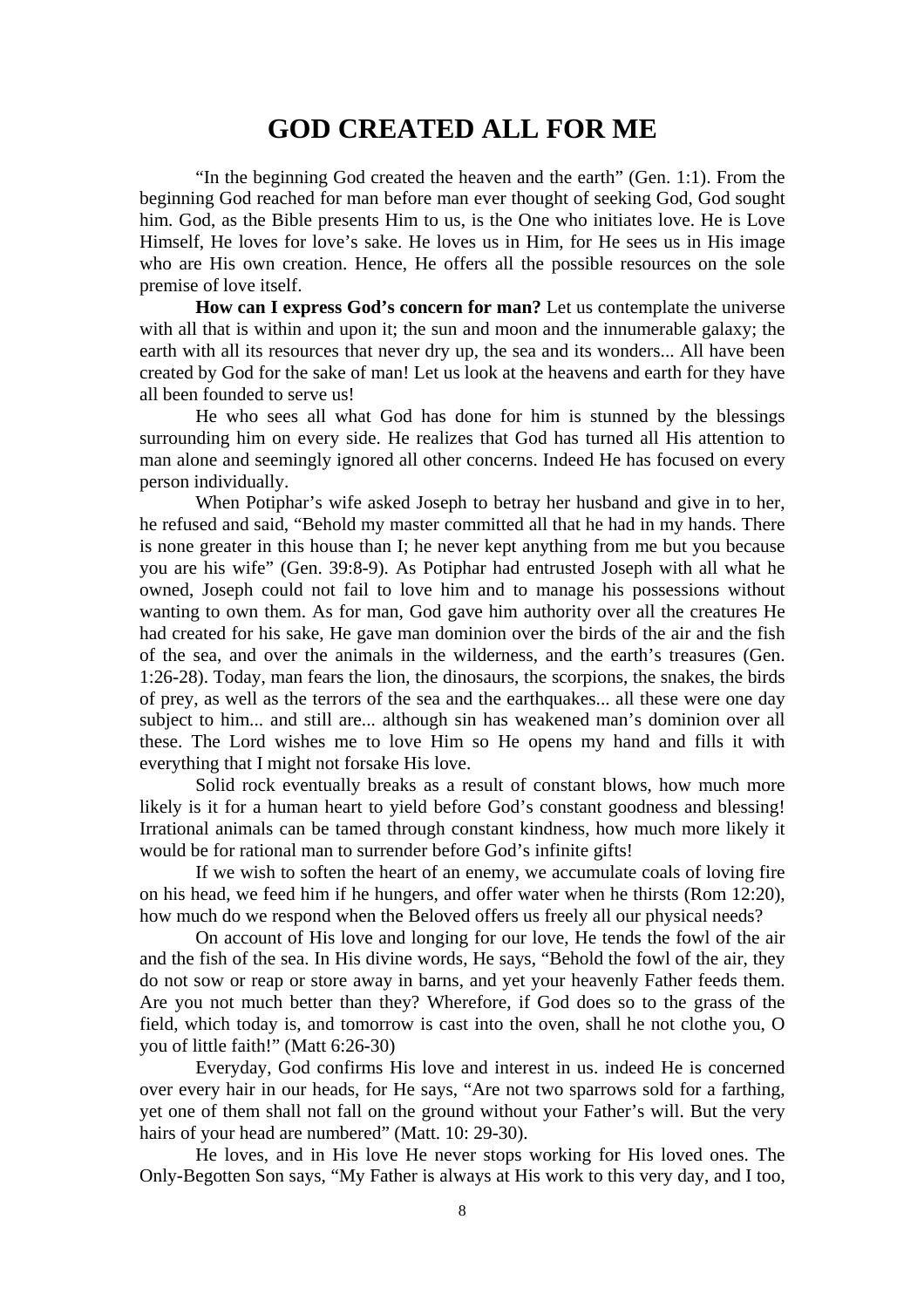# GOD CREATED ALL FOR ME

"In the beginning God created the heaven and the earth" (Gen. 1:1). From the beginning God reached for man before man ever thought of seeking God, God sought him. God, as the Bible presents Him to us, is the One who initiates love. He is Love Himself, He loves for love's sake. He loves us in Him, for He sees us in His image who are His own creation. Hence, He offers all the possible resources on the sole premise of love itself.

**How can I express God's concern for man?** Let us contemplate the universe with all that is within and upon it; the sun and moon and the innumerable galaxy; the earth with all its resources that never dry up, the sea and its wonders... All have been created by God for the sake of man! Let us look at the heavens and earth for they have all been founded to serve us!

He who sees all what God has done for him is stunned by the blessings surrounding him on every side. He realizes that God has turned all His attention to man alone and seemingly ignored all other concerns. Indeed He has focused on every person individually.

When Potiphar's wife asked Joseph to betray her husband and give in to her, he refused and said, "Behold my master committed all that he had in my hands. There is none greater in this house than I; he never kept anything from me but you because you are his wife" (Gen. 39:8-9). As Potiphar had entrusted Joseph with all what he owned, Joseph could not fail to love him and to manage his possessions without wanting to own them. As for man, God gave him authority over all the creatures He had created for his sake, He gave man dominion over the birds of the air and the fish of the sea, and over the animals in the wilderness, and the earth's treasures (Gen. 1:26-28). Today, man fears the lion, the dinosaurs, the scorpions, the snakes, the birds of prey, as well as the terrors of the sea and the earthquakes... all these were one day subject to him... and still are... although sin has weakened man's dominion over all these. The Lord wishes me to love Him so He opens my hand and fills it with everything that I might not forsake His love.

Solid rock eventually breaks as a result of constant blows, how much more likely is it for a human heart to yield before God's constant goodness and blessing! Irrational animals can be tamed through constant kindness, how much more likely it would be for rational man to surrender before God's infinite gifts!

If we wish to soften the heart of an enemy, we accumulate coals of loving fire on his head, we feed him if he hungers, and offer water when he thirsts (Rom 12:20), how much do we respond when the Beloved offers us freely all our physical needs?

On account of His love and longing for our love, He tends the fowl of the air and the fish of the sea. In His divine words, He says, "Behold the fowl of the air, they do not sow or reap or store away in barns, and yet your heavenly Father feeds them. Are you not much better than they? Wherefore, if God does so to the grass of the field, which today is, and tomorrow is cast into the oven, shall he not clothe you, O you of little faith!" (Matt 6:26-30)

Everyday, God confirms His love and interest in us. indeed He is concerned over every hair in our heads, for He says, "Are not two sparrows sold for a farthing, yet one of them shall not fall on the ground without your Father's will. But the very hairs of your head are numbered" (Matt. 10: 29-30).

He loves, and in His love He never stops working for His loved ones. The Only-Begotten Son says, "My Father is always at His work to this very day, and I too,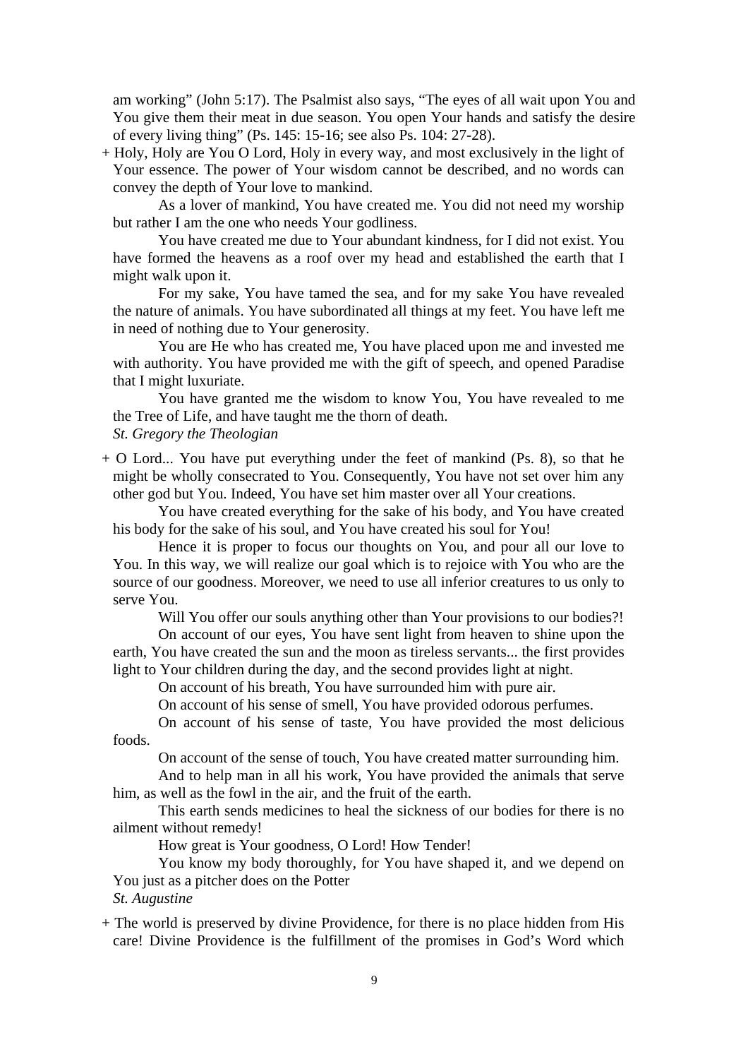am working" (John 5:17). The Psalmist also says, "The eyes of all wait upon You and You give them their meat in due season. You open Your hands and satisfy the desire of every living thing" (Ps. 145: 15-16; see also Ps. 104: 27-28).

+ Holy, Holy are You O Lord, Holy in every way, and most exclusively in the light of Your essence. The power of Your wisdom cannot be described, and no words can convey the depth of Your love to mankind.

As a lover of mankind, You have created me. You did not need my worship but rather I am the one who needs Your godliness.

You have created me due to Your abundant kindness, for I did not exist. You have formed the heavens as a roof over my head and established the earth that I might walk upon it.

For my sake, You have tamed the sea, and for my sake You have revealed the nature of animals. You have subordinated all things at my feet. You have left me in need of nothing due to Your generosity.

You are He who has created me, You have placed upon me and invested me with authority. You have provided me with the gift of speech, and opened Paradise that I might luxuriate.

You have granted me the wisdom to know You, You have revealed to me the Tree of Life, and have taught me the thorn of death.

*St. Gregory the Theologian*

+ O Lord... You have put everything under the feet of mankind (Ps. 8), so that he might be wholly consecrated to You. Consequently, You have not set over him any other god but You. Indeed, You have set him master over all Your creations.

You have created everything for the sake of his body, and You have created his body for the sake of his soul, and You have created his soul for You!

Hence it is proper to focus our thoughts on You, and pour all our love to You. In this way, we will realize our goal which is to rejoice with You who are the source of our goodness. Moreover, we need to use all inferior creatures to us only to serve You.

Will You offer our souls anything other than Your provisions to our bodies?!

On account of our eyes, You have sent light from heaven to shine upon the earth, You have created the sun and the moon as tireless servants... the first provides light to Your children during the day, and the second provides light at night.

On account of his breath, You have surrounded him with pure air.

On account of his sense of smell, You have provided odorous perfumes.

On account of his sense of taste, You have provided the most delicious foods.

On account of the sense of touch, You have created matter surrounding him.

And to help man in all his work, You have provided the animals that serve him, as well as the fowl in the air, and the fruit of the earth.

This earth sends medicines to heal the sickness of our bodies for there is no ailment without remedy!

How great is Your goodness, O Lord! How Tender!

You know my body thoroughly, for You have shaped it, and we depend on You just as a pitcher does on the Potter

*St. Augustine*

+ The world is preserved by divine Providence, for there is no place hidden from His care! Divine Providence is the fulfillment of the promises in God's Word which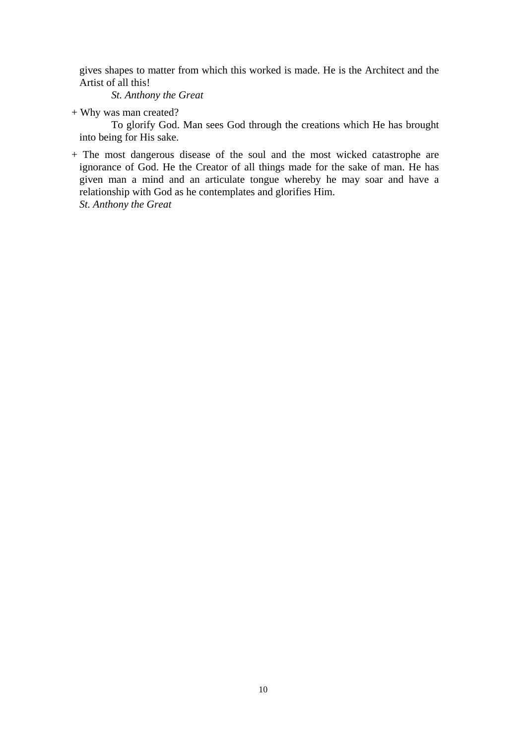gives shapes to matter from which this worked is made. He is the Architect and the Artist of all this!

*St. Anthony the Great*

+ Why was man created?

To glorify God. Man sees God through the creations which He has brought into being for His sake.

+ The most dangerous disease of the soul and the most wicked catastrophe are ignorance of God. He the Creator of all things made for the sake of man. He has given man a mind and an articulate tongue whereby he may soar and have a relationship with God as he contemplates and glorifies Him.

*St. Anthony the Great*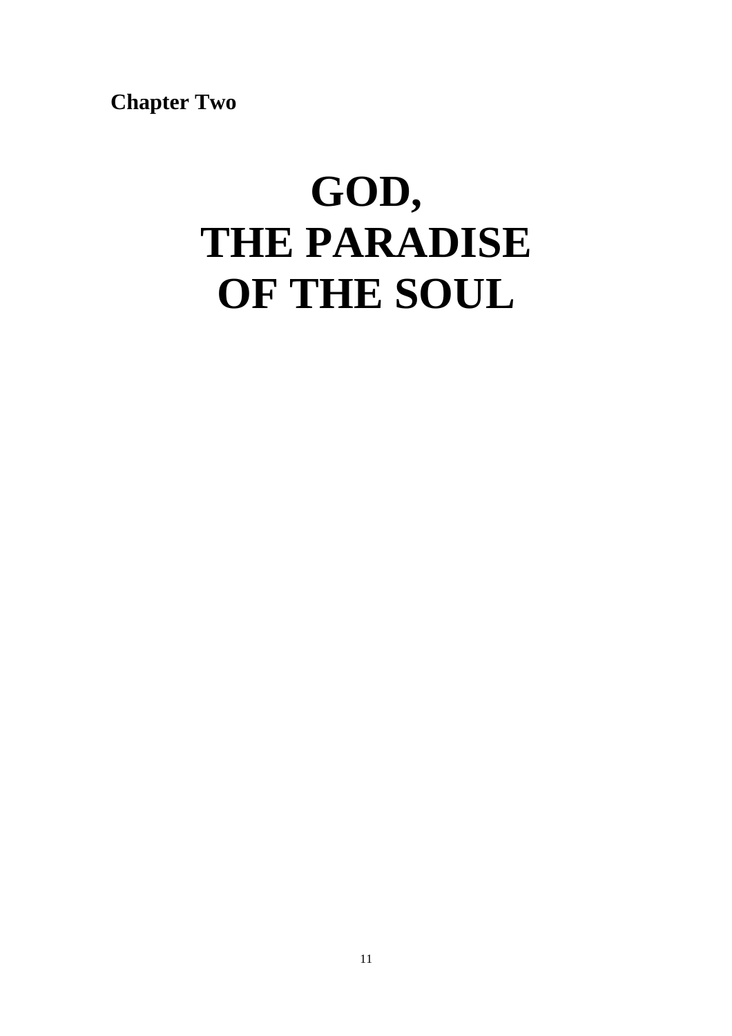**Chapter Two**

# GOD, THE PARADISE OF THE SOUL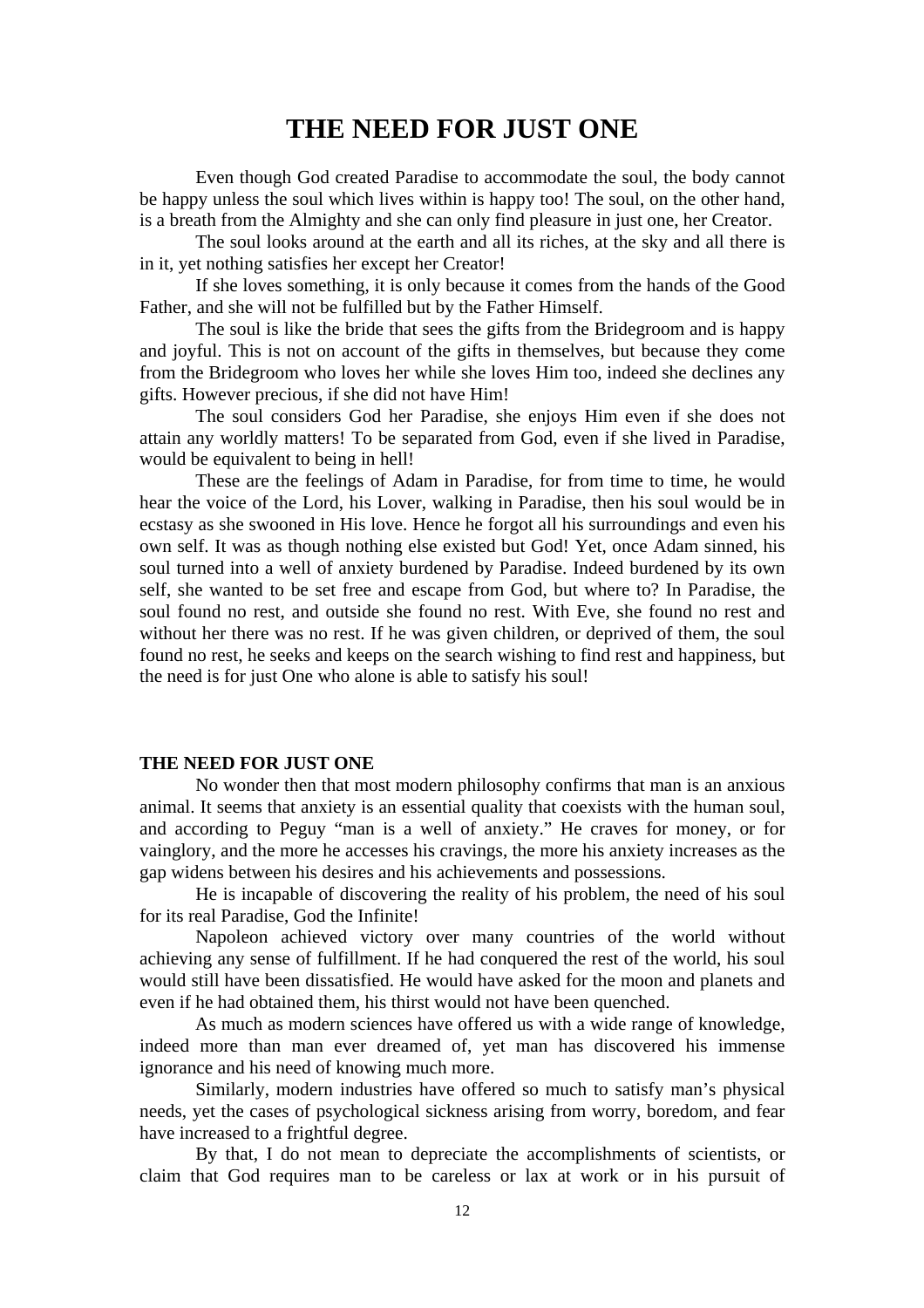# THE NEED FOR JUST ONE

Even though God created Paradise to accommodate the soul, the body cannot be happy unless the soul which lives within is happy too! The soul, on the other hand, is a breath from the Almighty and she can only find pleasure in just one, her Creator.

The soul looks around at the earth and all its riches, at the sky and all there is in it, yet nothing satisfies her except her Creator!

If she loves something, it is only because it comes from the hands of the Good Father, and she will not be fulfilled but by the Father Himself.

The soul is like the bride that sees the gifts from the Bridegroom and is happy and joyful. This is not on account of the gifts in themselves, but because they come from the Bridegroom who loves her while she loves Him too, indeed she declines any gifts. However precious, if she did not have Him!

The soul considers God her Paradise, she enjoys Him even if she does not attain any worldly matters! To be separated from God, even if she lived in Paradise, would be equivalent to being in hell!

These are the feelings of Adam in Paradise, for from time to time, he would hear the voice of the Lord, his Lover, walking in Paradise, then his soul would be in ecstasy as she swooned in His love. Hence he forgot all his surroundings and even his own self. It was as though nothing else existed but God! Yet, once Adam sinned, his soul turned into a well of anxiety burdened by Paradise. Indeed burdened by its own self, she wanted to be set free and escape from God, but where to? In Paradise, the soul found no rest, and outside she found no rest. With Eve, she found no rest and without her there was no rest. If he was given children, or deprived of them, the soul found no rest, he seeks and keeps on the search wishing to find rest and happiness, but the need is for just One who alone is able to satisfy his soul!

**THE NEED FOR JUST ONE**

No wonder then that most modern philosophy confirms that man is an anxious animal. It seems that anxiety is an essential quality that coexists with the human soul, and according to Peguy "man is a well of anxiety." He craves for money, or for vainglory, and the more he accesses his cravings, the more his anxiety increases as the gap widens between his desires and his achievements and possessions.

He is incapable of discovering the reality of his problem, the need of his soul for its real Paradise, God the Infinite!

Napoleon achieved victory over many countries of the world without achieving any sense of fulfillment. If he had conquered the rest of the world, his soul would still have been dissatisfied. He would have asked for the moon and planets and even if he had obtained them, his thirst would not have been quenched.

As much as modern sciences have offered us with a wide range of knowledge, indeed more than man ever dreamed of, yet man has discovered his immense ignorance and his need of knowing much more.

Similarly, modern industries have offered so much to satisfy man's physical needs, yet the cases of psychological sickness arising from worry, boredom, and fear have increased to a frightful degree.

By that, I do not mean to depreciate the accomplishments of scientists, or claim that God requires man to be careless or lax at work or in his pursuit of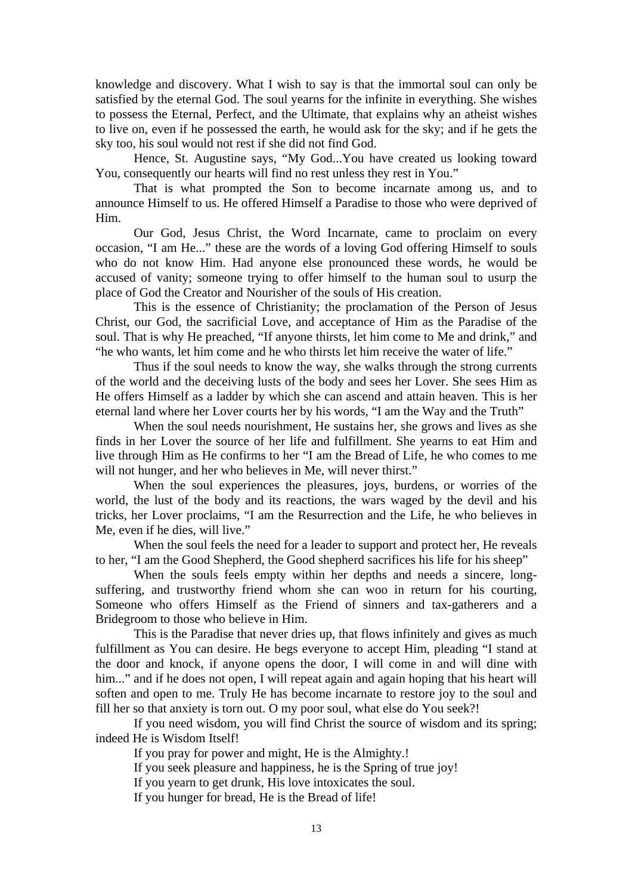knowledge and discovery. What I wish to say is that the immortal soul can only be satisfied by the eternal God. The soul yearns for the infinite in everything. She wishes to possess the Eternal, Perfect, and the Ultimate, that explains why an atheist wishes to live on, even if he possessed the earth, he would ask for the sky; and if he gets the sky too, his soul would not rest if she did not find God.

Hence, St. Augustine says, "My God...You have created us looking toward You, consequently our hearts will find no rest unless they rest in You."

That is what prompted the Son to become incarnate among us, and to announce Himself to us. He offered Himself a Paradise to those who were deprived of Him.

Our God, Jesus Christ, the Word Incarnate, came to proclaim on every occasion, "I am He..." these are the words of a loving God offering Himself to souls who do not know Him. Had anyone else pronounced these words, he would be accused of vanity; someone trying to offer himself to the human soul to usurp the place of God the Creator and Nourisher of the souls of His creation.

This is the essence of Christianity; the proclamation of the Person of Jesus Christ, our God, the sacrificial Love, and acceptance of Him as the Paradise of the soul. That is why He preached, "If anyone thirsts, let him come to Me and drink," and "he who wants, let him come and he who thirsts let him receive the water of life."

Thus if the soul needs to know the way, she walks through the strong currents of the world and the deceiving lusts of the body and sees her Lover. She sees Him as He offers Himself as a ladder by which she can ascend and attain heaven. This is her eternal land where her Lover courts her by his words, "I am the Way and the Truth"

When the soul needs nourishment, He sustains her, she grows and lives as she finds in her Lover the source of her life and fulfillment. She yearns to eat Him and live through Him as He confirms to her "I am the Bread of Life, he who comes to me will not hunger, and her who believes in Me, will never thirst."

When the soul experiences the pleasures, joys, burdens, or worries of the world, the lust of the body and its reactions, the wars waged by the devil and his tricks, her Lover proclaims, "I am the Resurrection and the Life, he who believes in Me, even if he dies, will live."

When the soul feels the need for a leader to support and protect her, He reveals to her, "I am the Good Shepherd, the Good shepherd sacrifices his life for his sheep"

When the souls feels empty within her depths and needs a sincere, long-suffering, and trustworthy friend whom she can woo in return for his courting, Someone who offers Himself as the Friend of sinners and tax-gatherers and a Bridegroom to those who believe in Him.

This is the Paradise that never dries up, that flows infinitely and gives as much fulfillment as You can desire. He begs everyone to accept Him, pleading "I stand at the door and knock, if anyone opens the door, I will come in and will dine with him..." and if he does not open, I will repeat again and again hoping that his heart will soften and open to me. Truly He has become incarnate to restore joy to the soul and fill her so that anxiety is torn out. O my poor soul, what else do You seek?!

If you need wisdom, you will find Christ the source of wisdom and its spring; indeed He is Wisdom Itself!

If you pray for power and might, He is the Almighty.!

If you seek pleasure and happiness, he is the Spring of true joy!

If you yearn to get drunk, His love intoxicates the soul.

If you hunger for bread, He is the Bread of life!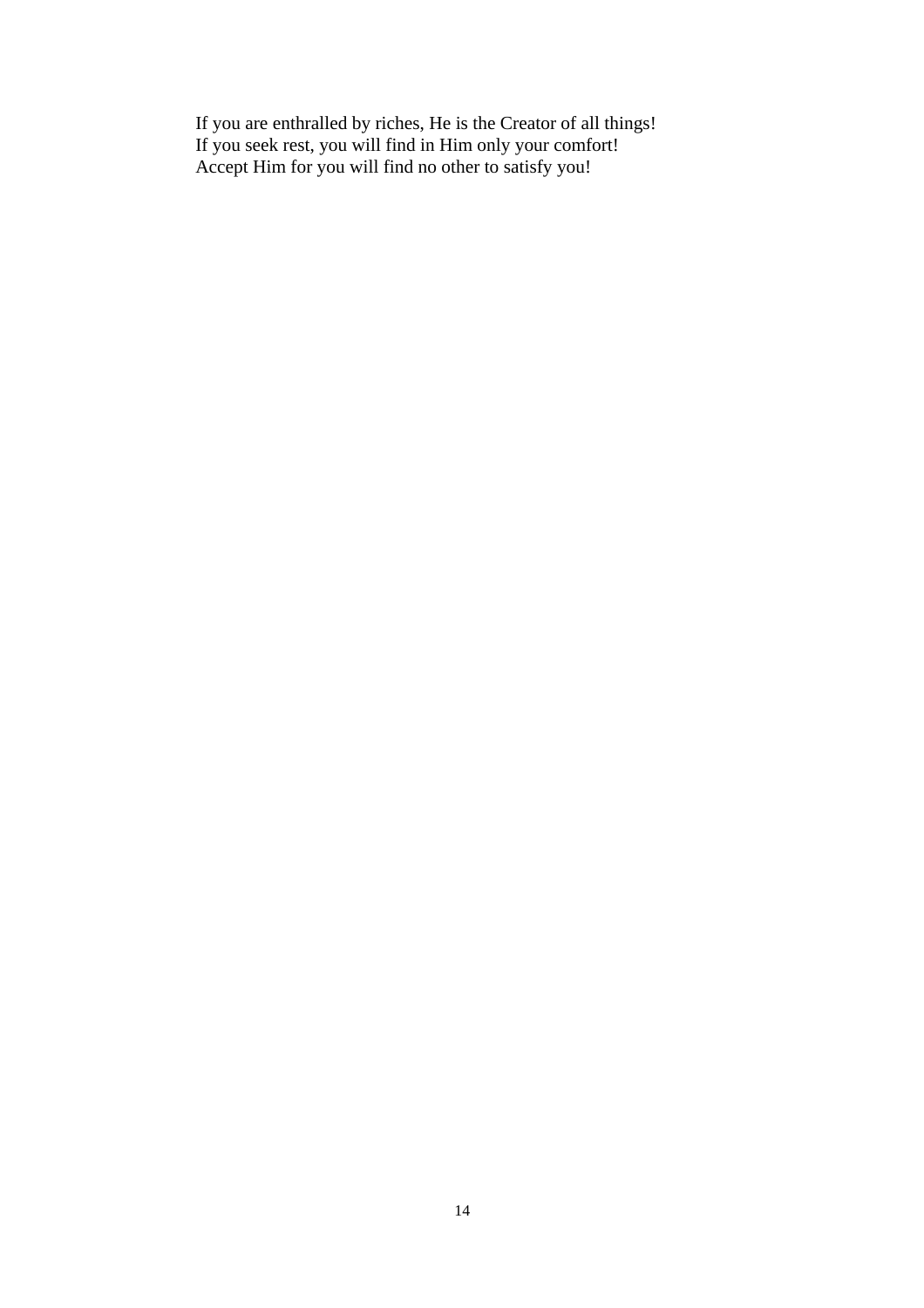If you are enthralled by riches, He is the Creator of all things!
If you seek rest, you will find in Him only your comfort!
Accept Him for you will find no other to satisfy you!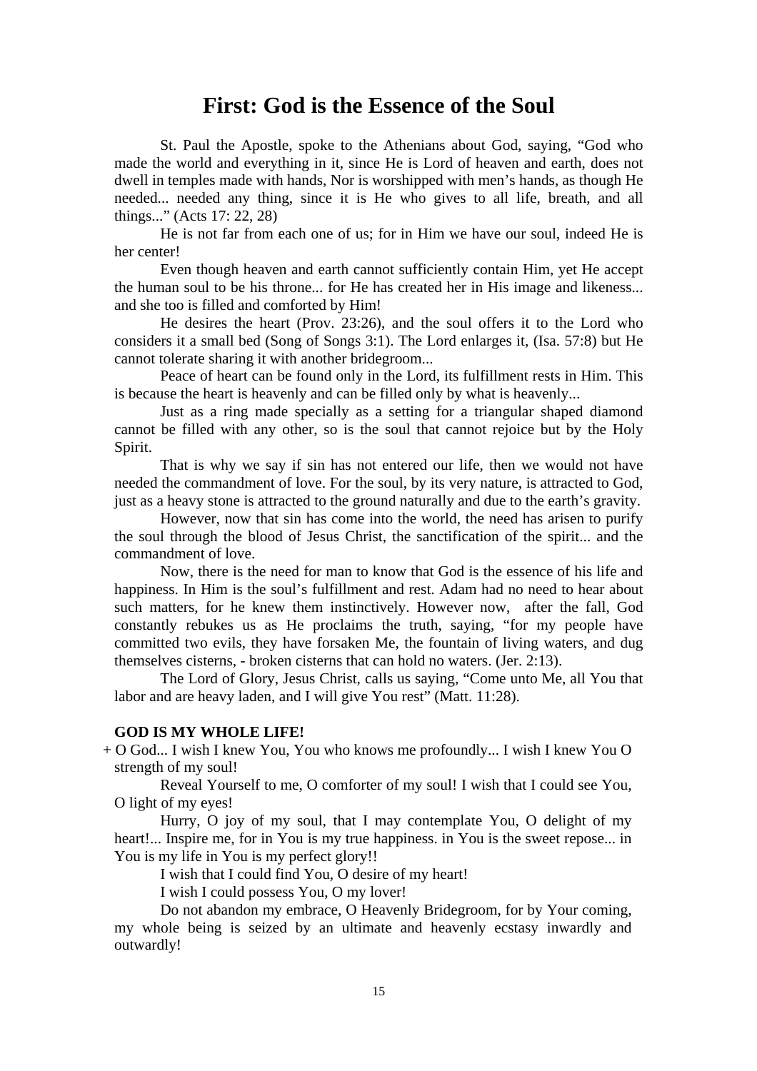# First: God is the Essence of the Soul

St. Paul the Apostle, spoke to the Athenians about God, saying, "God who made the world and everything in it, since He is Lord of heaven and earth, does not dwell in temples made with hands, Nor is worshipped with men's hands, as though He needed... needed any thing, since it is He who gives to all life, breath, and all things..." (Acts 17: 22, 28)

He is not far from each one of us; for in Him we have our soul, indeed He is her center!

Even though heaven and earth cannot sufficiently contain Him, yet He accept the human soul to be his throne... for He has created her in His image and likeness... and she too is filled and comforted by Him!

He desires the heart (Prov. 23:26), and the soul offers it to the Lord who considers it a small bed (Song of Songs 3:1). The Lord enlarges it, (Isa. 57:8) but He cannot tolerate sharing it with another bridegroom...

Peace of heart can be found only in the Lord, its fulfillment rests in Him. This is because the heart is heavenly and can be filled only by what is heavenly...

Just as a ring made specially as a setting for a triangular shaped diamond cannot be filled with any other, so is the soul that cannot rejoice but by the Holy Spirit.

That is why we say if sin has not entered our life, then we would not have needed the commandment of love. For the soul, by its very nature, is attracted to God, just as a heavy stone is attracted to the ground naturally and due to the earth's gravity.

However, now that sin has come into the world, the need has arisen to purify the soul through the blood of Jesus Christ, the sanctification of the spirit... and the commandment of love.

Now, there is the need for man to know that God is the essence of his life and happiness. In Him is the soul's fulfillment and rest. Adam had no need to hear about such matters, for he knew them instinctively. However now, after the fall, God constantly rebukes us as He proclaims the truth, saying, "for my people have committed two evils, they have forsaken Me, the fountain of living waters, and dug themselves cisterns, - broken cisterns that can hold no waters. (Jer. 2:13).

The Lord of Glory, Jesus Christ, calls us saying, "Come unto Me, all You that labor and are heavy laden, and I will give You rest" (Matt. 11:28).

**GOD IS MY WHOLE LIFE!**

+ O God... I wish I knew You, You who knows me profoundly... I wish I knew You O strength of my soul!

Reveal Yourself to me, O comforter of my soul! I wish that I could see You, O light of my eyes!

Hurry, O joy of my soul, that I may contemplate You, O delight of my heart!... Inspire me, for in You is my true happiness. in You is the sweet repose... in You is my life in You is my perfect glory!!

I wish that I could find You, O desire of my heart!

I wish I could possess You, O my lover!

Do not abandon my embrace, O Heavenly Bridegroom, for by Your coming, my whole being is seized by an ultimate and heavenly ecstasy inwardly and outwardly!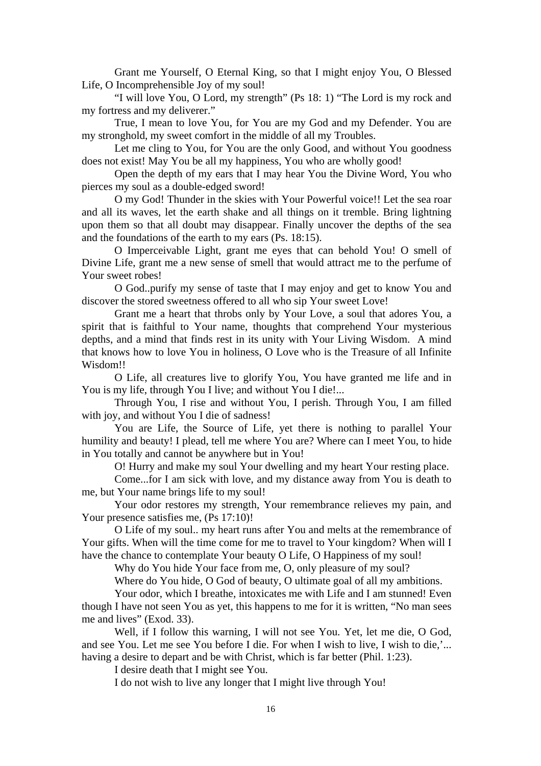Grant me Yourself, O Eternal King, so that I might enjoy You, O Blessed Life, O Incomprehensible Joy of my soul!

"I will love You, O Lord, my strength" (Ps 18: 1) "The Lord is my rock and my fortress and my deliverer."

True, I mean to love You, for You are my God and my Defender. You are my stronghold, my sweet comfort in the middle of all my Troubles.

Let me cling to You, for You are the only Good, and without You goodness does not exist! May You be all my happiness, You who are wholly good!

Open the depth of my ears that I may hear You the Divine Word, You who pierces my soul as a double-edged sword!

O my God! Thunder in the skies with Your Powerful voice!! Let the sea roar and all its waves, let the earth shake and all things on it tremble. Bring lightning upon them so that all doubt may disappear. Finally uncover the depths of the sea and the foundations of the earth to my ears (Ps. 18:15).

O Imperceivable Light, grant me eyes that can behold You! O smell of Divine Life, grant me a new sense of smell that would attract me to the perfume of Your sweet robes!

O God..purify my sense of taste that I may enjoy and get to know You and discover the stored sweetness offered to all who sip Your sweet Love!

Grant me a heart that throbs only by Your Love, a soul that adores You, a spirit that is faithful to Your name, thoughts that comprehend Your mysterious depths, and a mind that finds rest in its unity with Your Living Wisdom. A mind that knows how to love You in holiness, O Love who is the Treasure of all Infinite Wisdom!!

O Life, all creatures live to glorify You, You have granted me life and in You is my life, through You I live; and without You I die!...

Through You, I rise and without You, I perish. Through You, I am filled with joy, and without You I die of sadness!

You are Life, the Source of Life, yet there is nothing to parallel Your humility and beauty! I plead, tell me where You are? Where can I meet You, to hide in You totally and cannot be anywhere but in You!

O! Hurry and make my soul Your dwelling and my heart Your resting place.

Come...for I am sick with love, and my distance away from You is death to me, but Your name brings life to my soul!

Your odor restores my strength, Your remembrance relieves my pain, and Your presence satisfies me, (Ps 17:10)!

O Life of my soul.. my heart runs after You and melts at the remembrance of Your gifts. When will the time come for me to travel to Your kingdom? When will I have the chance to contemplate Your beauty O Life, O Happiness of my soul!

Why do You hide Your face from me, O, only pleasure of my soul?

Where do You hide, O God of beauty, O ultimate goal of all my ambitions.

Your odor, which I breathe, intoxicates me with Life and I am stunned! Even though I have not seen You as yet, this happens to me for it is written, "No man sees me and lives" (Exod. 33).

Well, if I follow this warning, I will not see You. Yet, let me die, O God, and see You. Let me see You before I die. For when I wish to live, I wish to die,'... having a desire to depart and be with Christ, which is far better (Phil. 1:23).

I desire death that I might see You.

I do not wish to live any longer that I might live through You!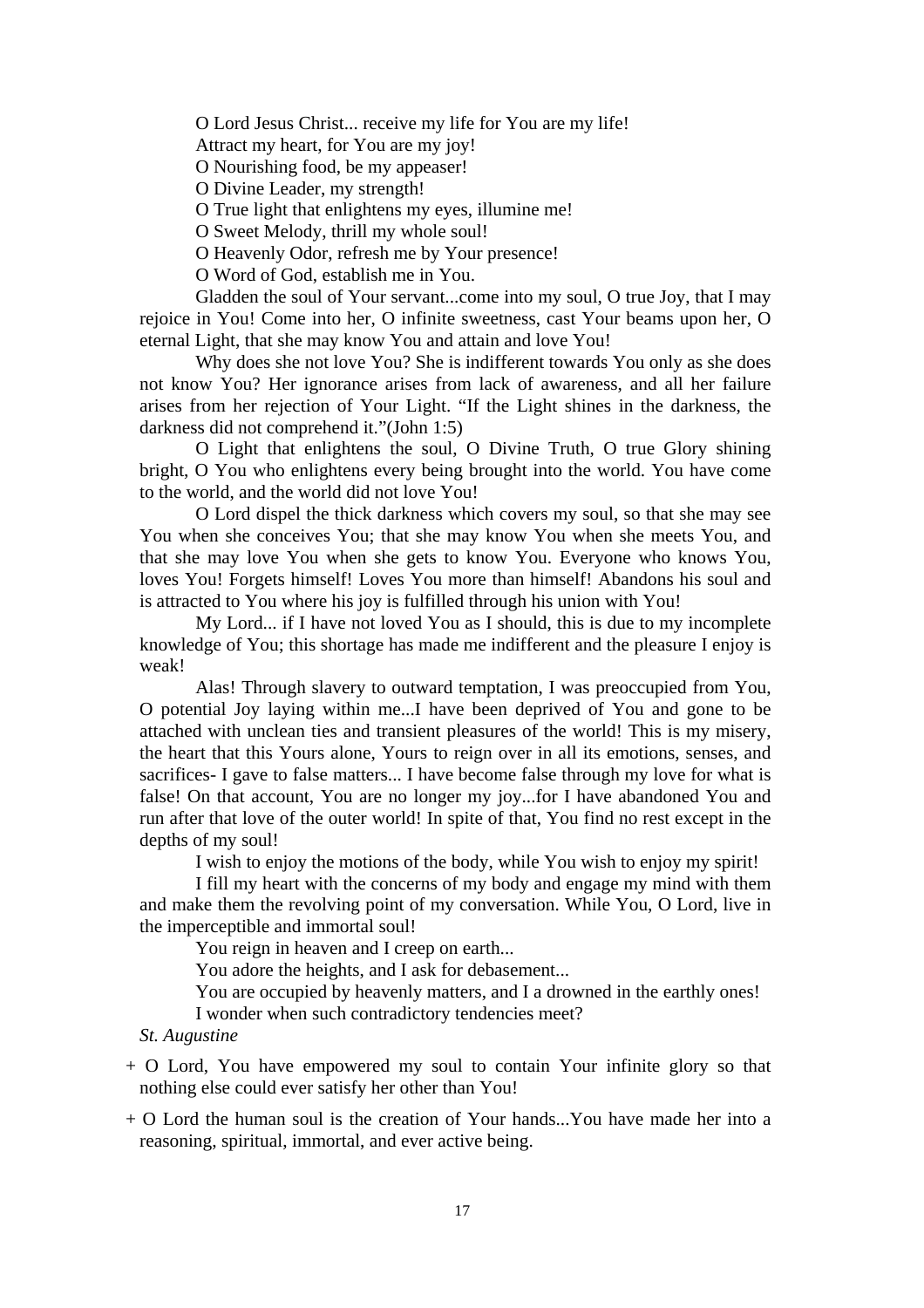O Lord Jesus Christ... receive my life for You are my life!

Attract my heart, for You are my joy!

O Nourishing food, be my appeaser!

O Divine Leader, my strength!

O True light that enlightens my eyes, illumine me!

O Sweet Melody, thrill my whole soul!

O Heavenly Odor, refresh me by Your presence!

O Word of God, establish me in You.

Gladden the soul of Your servant...come into my soul, O true Joy, that I may rejoice in You! Come into her, O infinite sweetness, cast Your beams upon her, O eternal Light, that she may know You and attain and love You!

Why does she not love You? She is indifferent towards You only as she does not know You? Her ignorance arises from lack of awareness, and all her failure arises from her rejection of Your Light. "If the Light shines in the darkness, the darkness did not comprehend it."(John 1:5)

O Light that enlightens the soul, O Divine Truth, O true Glory shining bright, O You who enlightens every being brought into the world. You have come to the world, and the world did not love You!

O Lord dispel the thick darkness which covers my soul, so that she may see You when she conceives You; that she may know You when she meets You, and that she may love You when she gets to know You. Everyone who knows You, loves You! Forgets himself! Loves You more than himself! Abandons his soul and is attracted to You where his joy is fulfilled through his union with You!

My Lord... if I have not loved You as I should, this is due to my incomplete knowledge of You; this shortage has made me indifferent and the pleasure I enjoy is weak!

Alas! Through slavery to outward temptation, I was preoccupied from You, O potential Joy laying within me...I have been deprived of You and gone to be attached with unclean ties and transient pleasures of the world! This is my misery, the heart that this Yours alone, Yours to reign over in all its emotions, senses, and sacrifices- I gave to false matters... I have become false through my love for what is false! On that account, You are no longer my joy...for I have abandoned You and run after that love of the outer world! In spite of that, You find no rest except in the depths of my soul!

I wish to enjoy the motions of the body, while You wish to enjoy my spirit!

I fill my heart with the concerns of my body and engage my mind with them and make them the revolving point of my conversation. While You, O Lord, live in the imperceptible and immortal soul!

You reign in heaven and I creep on earth...

You adore the heights, and I ask for debasement...

You are occupied by heavenly matters, and I a drowned in the earthly ones!

I wonder when such contradictory tendencies meet?

*St. Augustine*

+ O Lord, You have empowered my soul to contain Your infinite glory so that nothing else could ever satisfy her other than You!

+ O Lord the human soul is the creation of Your hands...You have made her into a reasoning, spiritual, immortal, and ever active being.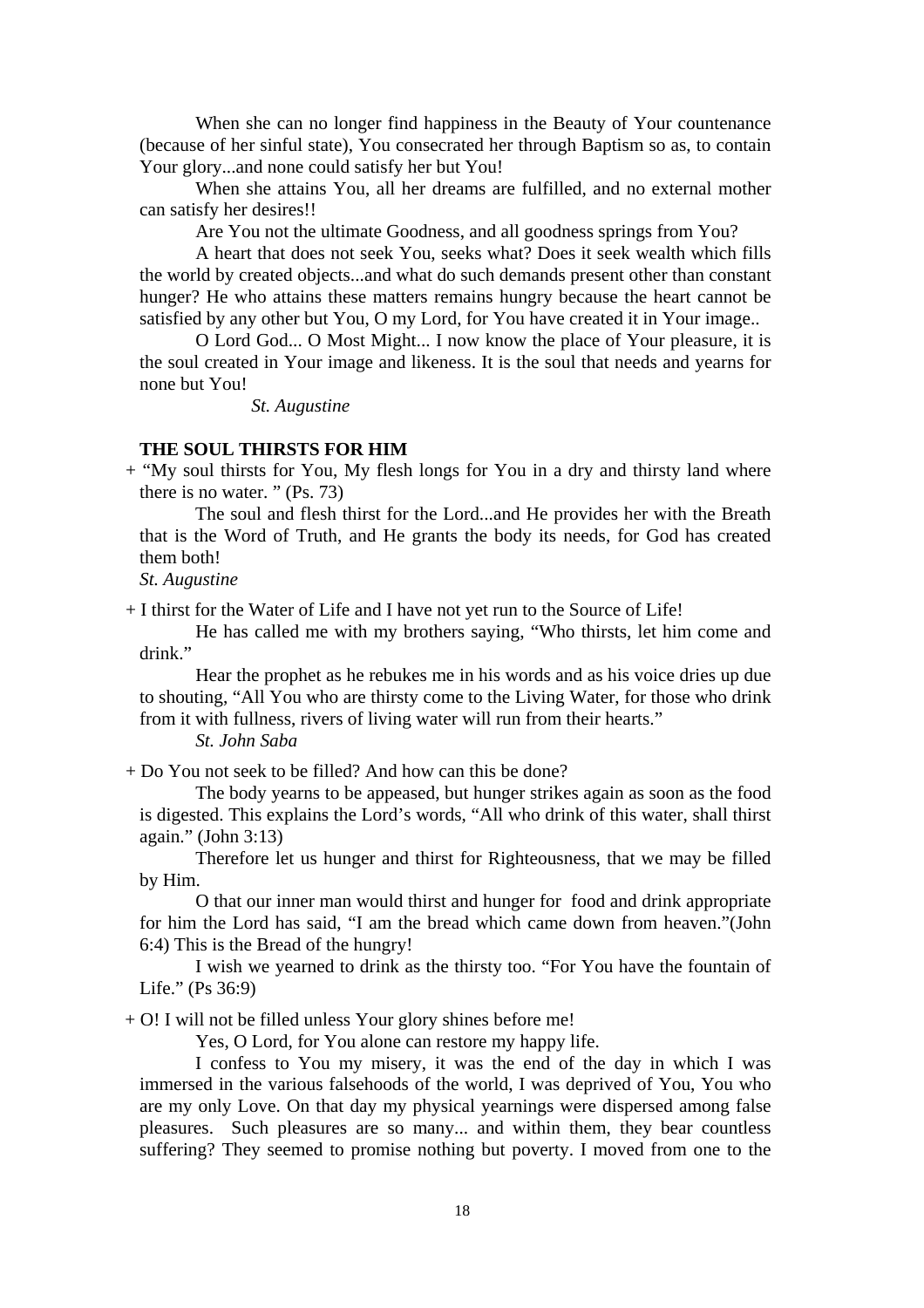When she can no longer find happiness in the Beauty of Your countenance (because of her sinful state), You consecrated her through Baptism so as, to contain Your glory...and none could satisfy her but You!

When she attains You, all her dreams are fulfilled, and no external mother can satisfy her desires!!

Are You not the ultimate Goodness, and all goodness springs from You?

A heart that does not seek You, seeks what? Does it seek wealth which fills the world by created objects...and what do such demands present other than constant hunger? He who attains these matters remains hungry because the heart cannot be satisfied by any other but You, O my Lord, for You have created it in Your image..

O Lord God... O Most Might... I now know the place of Your pleasure, it is the soul created in Your image and likeness. It is the soul that needs and yearns for none but You!

*St. Augustine*

**THE SOUL THIRSTS FOR HIM**

+ "My soul thirsts for You, My flesh longs for You in a dry and thirsty land where there is no water. " (Ps. 73)

The soul and flesh thirst for the Lord...and He provides her with the Breath that is the Word of Truth, and He grants the body its needs, for God has created them both!

*St. Augustine*

+ I thirst for the Water of Life and I have not yet run to the Source of Life!

He has called me with my brothers saying, "Who thirsts, let him come and drink."

Hear the prophet as he rebukes me in his words and as his voice dries up due to shouting, "All You who are thirsty come to the Living Water, for those who drink from it with fullness, rivers of living water will run from their hearts."

*St. John Saba*

+ Do You not seek to be filled? And how can this be done?

The body yearns to be appeased, but hunger strikes again as soon as the food is digested. This explains the Lord's words, "All who drink of this water, shall thirst again." (John 3:13)

Therefore let us hunger and thirst for Righteousness, that we may be filled by Him.

O that our inner man would thirst and hunger for food and drink appropriate for him the Lord has said, "I am the bread which came down from heaven."(John 6:4) This is the Bread of the hungry!

I wish we yearned to drink as the thirsty too. "For You have the fountain of Life." (Ps 36:9)

+ O! I will not be filled unless Your glory shines before me!

Yes, O Lord, for You alone can restore my happy life.

I confess to You my misery, it was the end of the day in which I was immersed in the various falsehoods of the world, I was deprived of You, You who are my only Love. On that day my physical yearnings were dispersed among false pleasures. Such pleasures are so many... and within them, they bear countless suffering? They seemed to promise nothing but poverty. I moved from one to the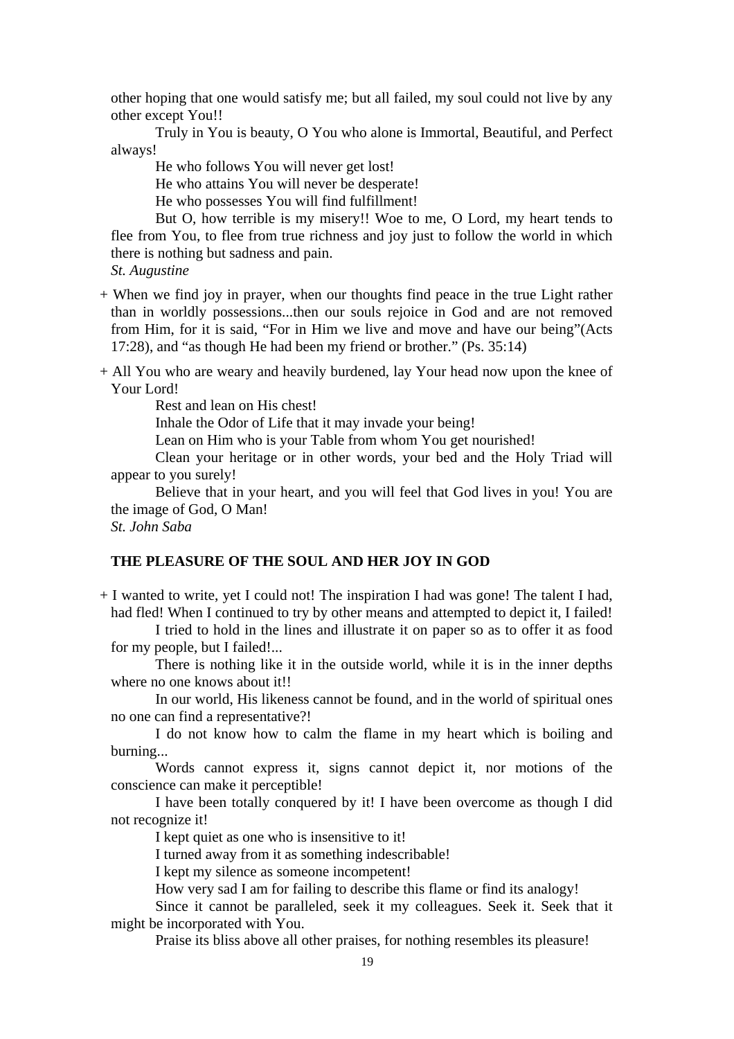other hoping that one would satisfy me; but all failed, my soul could not live by any other except You!!

Truly in You is beauty, O You who alone is Immortal, Beautiful, and Perfect always!

He who follows You will never get lost!

He who attains You will never be desperate!

He who possesses You will find fulfillment!

But O, how terrible is my misery!! Woe to me, O Lord, my heart tends to flee from You, to flee from true richness and joy just to follow the world in which there is nothing but sadness and pain.

*St. Augustine*

+ When we find joy in prayer, when our thoughts find peace in the true Light rather than in worldly possessions...then our souls rejoice in God and are not removed from Him, for it is said, "For in Him we live and move and have our being"(Acts 17:28), and "as though He had been my friend or brother." (Ps. 35:14)

+ All You who are weary and heavily burdened, lay Your head now upon the knee of Your Lord!

Rest and lean on His chest!

Inhale the Odor of Life that it may invade your being!

Lean on Him who is your Table from whom You get nourished!

Clean your heritage or in other words, your bed and the Holy Triad will appear to you surely!

Believe that in your heart, and you will feel that God lives in you! You are the image of God, O Man!

*St. John Saba*

**THE PLEASURE OF THE SOUL AND HER JOY IN GOD**

+ I wanted to write, yet I could not! The inspiration I had was gone! The talent I had, had fled! When I continued to try by other means and attempted to depict it, I failed!

I tried to hold in the lines and illustrate it on paper so as to offer it as food for my people, but I failed!...

There is nothing like it in the outside world, while it is in the inner depths where no one knows about it!!

In our world, His likeness cannot be found, and in the world of spiritual ones no one can find a representative?!

I do not know how to calm the flame in my heart which is boiling and burning...

Words cannot express it, signs cannot depict it, nor motions of the conscience can make it perceptible!

I have been totally conquered by it! I have been overcome as though I did not recognize it!

I kept quiet as one who is insensitive to it!

I turned away from it as something indescribable!

I kept my silence as someone incompetent!

How very sad I am for failing to describe this flame or find its analogy!

Since it cannot be paralleled, seek it my colleagues. Seek it. Seek that it might be incorporated with You.

Praise its bliss above all other praises, for nothing resembles its pleasure!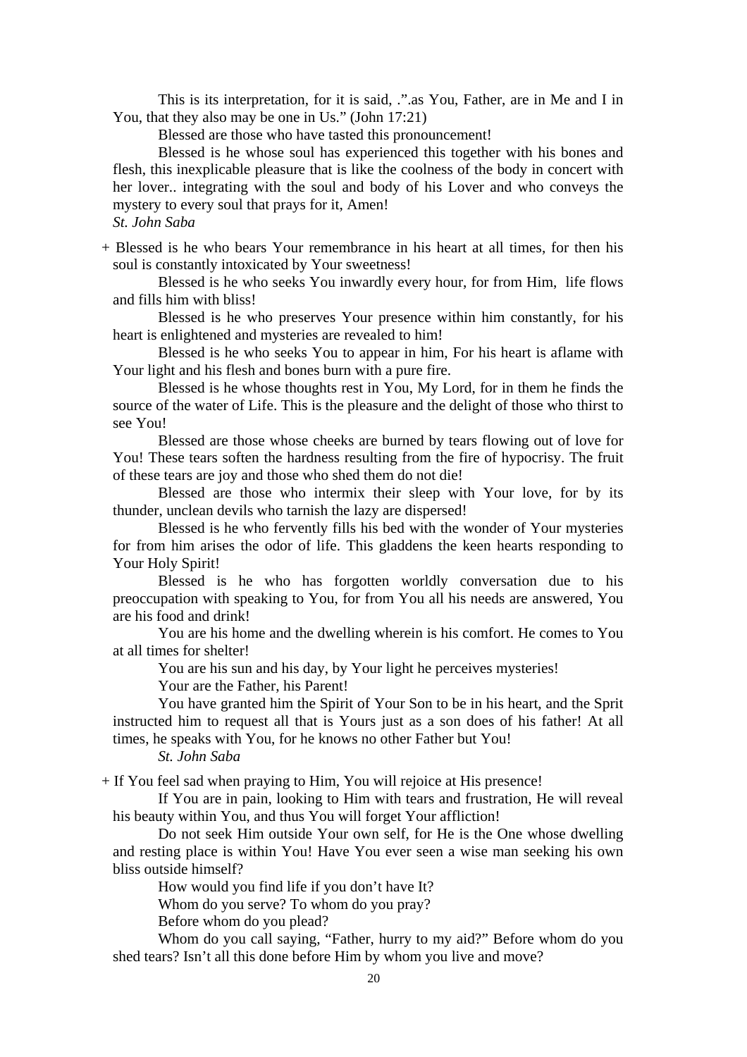This is its interpretation, for it is said, .".as You, Father, are in Me and I in You, that they also may be one in Us." (John 17:21)

Blessed are those who have tasted this pronouncement!

Blessed is he whose soul has experienced this together with his bones and flesh, this inexplicable pleasure that is like the coolness of the body in concert with her lover.. integrating with the soul and body of his Lover and who conveys the mystery to every soul that prays for it, Amen!

*St. John Saba*

+ Blessed is he who bears Your remembrance in his heart at all times, for then his soul is constantly intoxicated by Your sweetness!

Blessed is he who seeks You inwardly every hour, for from Him, life flows and fills him with bliss!

Blessed is he who preserves Your presence within him constantly, for his heart is enlightened and mysteries are revealed to him!

Blessed is he who seeks You to appear in him, For his heart is aflame with Your light and his flesh and bones burn with a pure fire.

Blessed is he whose thoughts rest in You, My Lord, for in them he finds the source of the water of Life. This is the pleasure and the delight of those who thirst to see You!

Blessed are those whose cheeks are burned by tears flowing out of love for You! These tears soften the hardness resulting from the fire of hypocrisy. The fruit of these tears are joy and those who shed them do not die!

Blessed are those who intermix their sleep with Your love, for by its thunder, unclean devils who tarnish the lazy are dispersed!

Blessed is he who fervently fills his bed with the wonder of Your mysteries for from him arises the odor of life. This gladdens the keen hearts responding to Your Holy Spirit!

Blessed is he who has forgotten worldly conversation due to his preoccupation with speaking to You, for from You all his needs are answered, You are his food and drink!

You are his home and the dwelling wherein is his comfort. He comes to You at all times for shelter!

You are his sun and his day, by Your light he perceives mysteries!

Your are the Father, his Parent!

You have granted him the Spirit of Your Son to be in his heart, and the Sprit instructed him to request all that is Yours just as a son does of his father! At all times, he speaks with You, for he knows no other Father but You!

*St. John Saba*

+ If You feel sad when praying to Him, You will rejoice at His presence!

If You are in pain, looking to Him with tears and frustration, He will reveal his beauty within You, and thus You will forget Your affliction!

Do not seek Him outside Your own self, for He is the One whose dwelling and resting place is within You! Have You ever seen a wise man seeking his own bliss outside himself?

How would you find life if you don't have It?

Whom do you serve? To whom do you pray?

Before whom do you plead?

Whom do you call saying, "Father, hurry to my aid?" Before whom do you shed tears? Isn't all this done before Him by whom you live and move?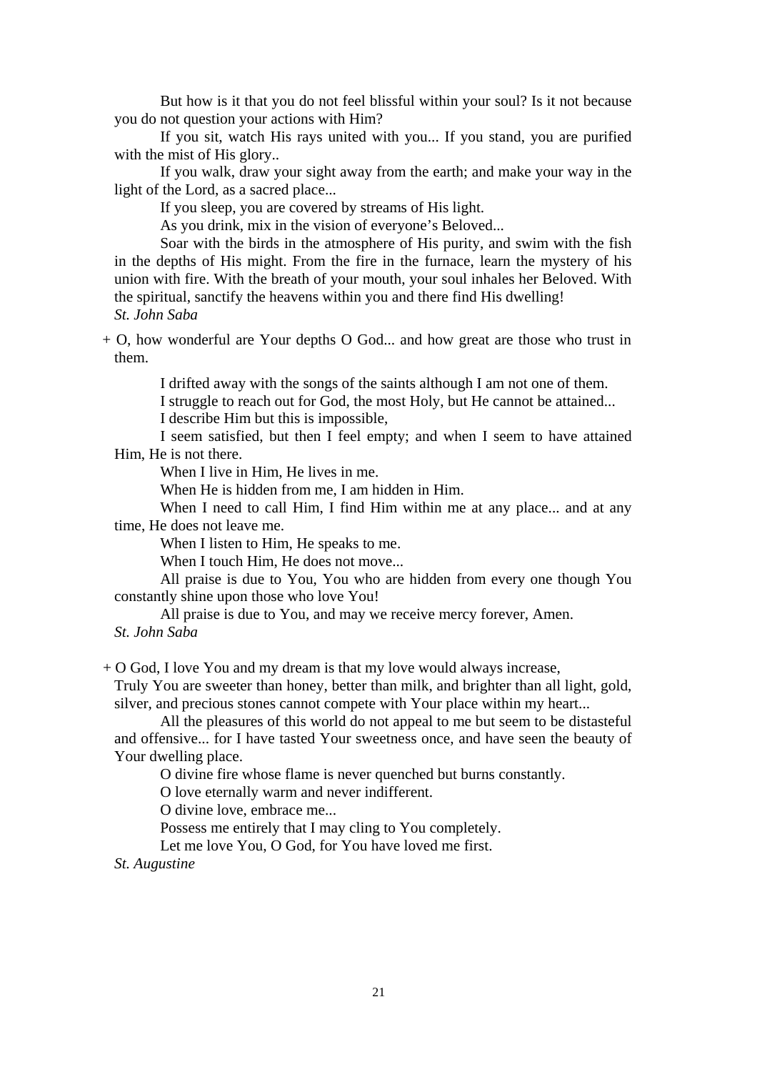But how is it that you do not feel blissful within your soul? Is it not because you do not question your actions with Him?

If you sit, watch His rays united with you... If you stand, you are purified with the mist of His glory..

If you walk, draw your sight away from the earth; and make your way in the light of the Lord, as a sacred place...

If you sleep, you are covered by streams of His light.

As you drink, mix in the vision of everyone's Beloved...

Soar with the birds in the atmosphere of His purity, and swim with the fish in the depths of His might. From the fire in the furnace, learn the mystery of his union with fire. With the breath of your mouth, your soul inhales her Beloved. With the spiritual, sanctify the heavens within you and there find His dwelling!

*St. John Saba*

+ O, how wonderful are Your depths O God... and how great are those who trust in them.

I drifted away with the songs of the saints although I am not one of them.

I struggle to reach out for God, the most Holy, but He cannot be attained...

I describe Him but this is impossible,

I seem satisfied, but then I feel empty; and when I seem to have attained Him, He is not there.

When I live in Him, He lives in me.

When He is hidden from me, I am hidden in Him.

When I need to call Him, I find Him within me at any place... and at any time, He does not leave me.

When I listen to Him, He speaks to me.

When I touch Him, He does not move...

All praise is due to You, You who are hidden from every one though You constantly shine upon those who love You!

All praise is due to You, and may we receive mercy forever, Amen.

*St. John Saba*

+ O God, I love You and my dream is that my love would always increase,

Truly You are sweeter than honey, better than milk, and brighter than all light, gold, silver, and precious stones cannot compete with Your place within my heart...

All the pleasures of this world do not appeal to me but seem to be distasteful and offensive... for I have tasted Your sweetness once, and have seen the beauty of Your dwelling place.

O divine fire whose flame is never quenched but burns constantly.

O love eternally warm and never indifferent.

O divine love, embrace me...

Possess me entirely that I may cling to You completely.

Let me love You, O God, for You have loved me first.

*St. Augustine*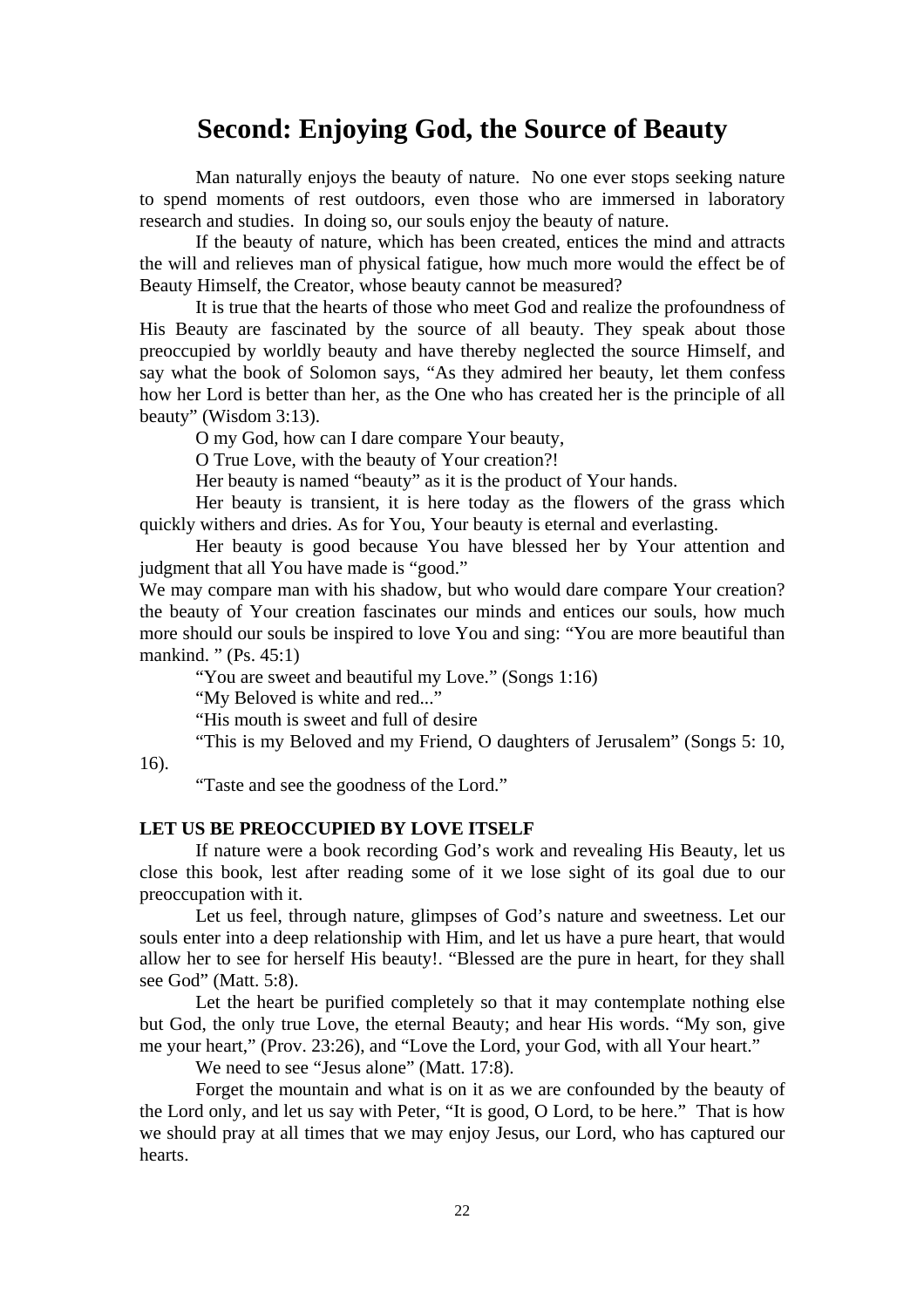# Second: Enjoying God, the Source of Beauty

Man naturally enjoys the beauty of nature. No one ever stops seeking nature to spend moments of rest outdoors, even those who are immersed in laboratory research and studies. In doing so, our souls enjoy the beauty of nature.

If the beauty of nature, which has been created, entices the mind and attracts the will and relieves man of physical fatigue, how much more would the effect be of Beauty Himself, the Creator, whose beauty cannot be measured?

It is true that the hearts of those who meet God and realize the profoundness of His Beauty are fascinated by the source of all beauty. They speak about those preoccupied by worldly beauty and have thereby neglected the source Himself, and say what the book of Solomon says, "As they admired her beauty, let them confess how her Lord is better than her, as the One who has created her is the principle of all beauty" (Wisdom 3:13).

O my God, how can I dare compare Your beauty,

O True Love, with the beauty of Your creation?!

Her beauty is named "beauty" as it is the product of Your hands.

Her beauty is transient, it is here today as the flowers of the grass which quickly withers and dries. As for You, Your beauty is eternal and everlasting.

Her beauty is good because You have blessed her by Your attention and judgment that all You have made is "good."

We may compare man with his shadow, but who would dare compare Your creation? the beauty of Your creation fascinates our minds and entices our souls, how much more should our souls be inspired to love You and sing: "You are more beautiful than mankind. " (Ps. 45:1)

"You are sweet and beautiful my Love." (Songs 1:16)

"My Beloved is white and red..."

"His mouth is sweet and full of desire

"This is my Beloved and my Friend, O daughters of Jerusalem" (Songs 5: 10, 16).

"Taste and see the goodness of the Lord."

**LET US BE PREOCCUPIED BY LOVE ITSELF**

If nature were a book recording God's work and revealing His Beauty, let us close this book, lest after reading some of it we lose sight of its goal due to our preoccupation with it.

Let us feel, through nature, glimpses of God's nature and sweetness. Let our souls enter into a deep relationship with Him, and let us have a pure heart, that would allow her to see for herself His beauty!. "Blessed are the pure in heart, for they shall see God" (Matt. 5:8).

Let the heart be purified completely so that it may contemplate nothing else but God, the only true Love, the eternal Beauty; and hear His words. "My son, give me your heart," (Prov. 23:26), and "Love the Lord, your God, with all Your heart."

We need to see "Jesus alone" (Matt. 17:8).

Forget the mountain and what is on it as we are confounded by the beauty of the Lord only, and let us say with Peter, "It is good, O Lord, to be here." That is how we should pray at all times that we may enjoy Jesus, our Lord, who has captured our hearts.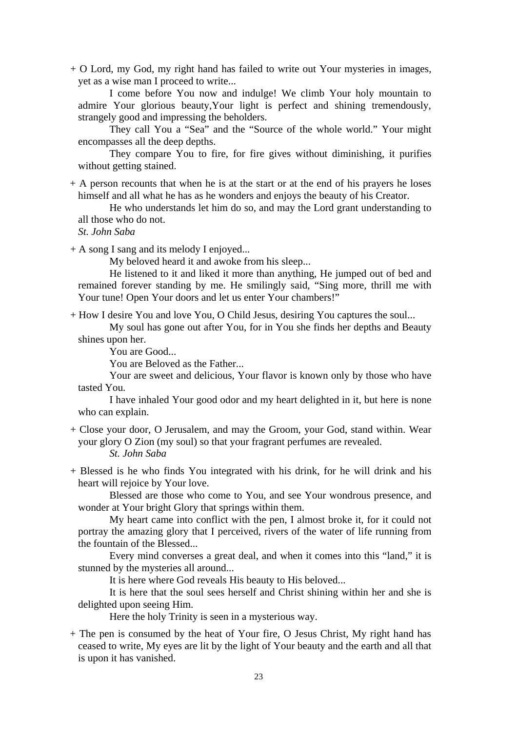+ O Lord, my God, my right hand has failed to write out Your mysteries in images, yet as a wise man I proceed to write...

I come before You now and indulge! We climb Your holy mountain to admire Your glorious beauty,Your light is perfect and shining tremendously, strangely good and impressing the beholders.

They call You a “Sea” and the “Source of the whole world.” Your might encompasses all the deep depths.

They compare You to fire, for fire gives without diminishing, it purifies without getting stained.

+ A person recounts that when he is at the start or at the end of his prayers he loses himself and all what he has as he wonders and enjoys the beauty of his Creator.

He who understands let him do so, and may the Lord grant understanding to all those who do not.

*St. John Saba*

+ A song I sang and its melody I enjoyed...

My beloved heard it and awoke from his sleep...

He listened to it and liked it more than anything, He jumped out of bed and remained forever standing by me. He smilingly said, “Sing more, thrill me with Your tune! Open Your doors and let us enter Your chambers!”

+ How I desire You and love You, O Child Jesus, desiring You captures the soul...

My soul has gone out after You, for in You she finds her depths and Beauty shines upon her.

You are Good...

You are Beloved as the Father...

Your are sweet and delicious, Your flavor is known only by those who have tasted You.

I have inhaled Your good odor and my heart delighted in it, but here is none who can explain.

+ Close your door, O Jerusalem, and may the Groom, your God, stand within. Wear your glory O Zion (my soul) so that your fragrant perfumes are revealed.

*St. John Saba*

+ Blessed is he who finds You integrated with his drink, for he will drink and his heart will rejoice by Your love.

Blessed are those who come to You, and see Your wondrous presence, and wonder at Your bright Glory that springs within them.

My heart came into conflict with the pen, I almost broke it, for it could not portray the amazing glory that I perceived, rivers of the water of life running from the fountain of the Blessed...

Every mind converses a great deal, and when it comes into this “land,” it is stunned by the mysteries all around...

It is here where God reveals His beauty to His beloved...

It is here that the soul sees herself and Christ shining within her and she is delighted upon seeing Him.

Here the holy Trinity is seen in a mysterious way.

+ The pen is consumed by the heat of Your fire, O Jesus Christ, My right hand has ceased to write, My eyes are lit by the light of Your beauty and the earth and all that is upon it has vanished.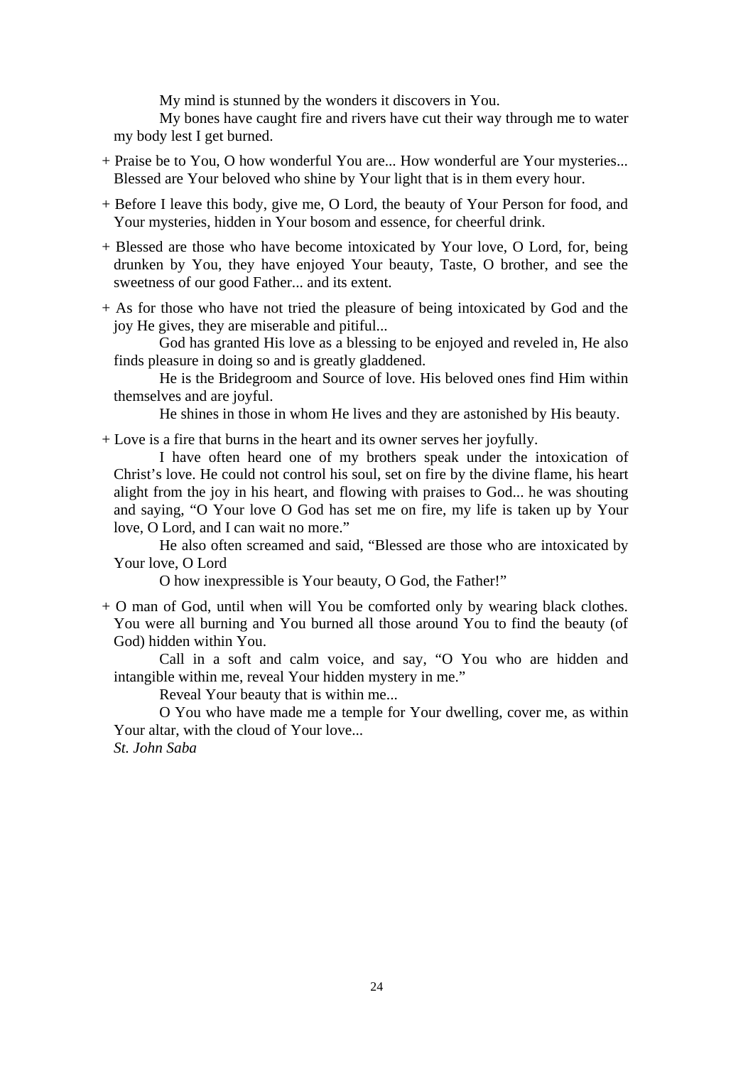My mind is stunned by the wonders it discovers in You.

My bones have caught fire and rivers have cut their way through me to water my body lest I get burned.

+ Praise be to You, O how wonderful You are... How wonderful are Your mysteries... Blessed are Your beloved who shine by Your light that is in them every hour.

+ Before I leave this body, give me, O Lord, the beauty of Your Person for food, and Your mysteries, hidden in Your bosom and essence, for cheerful drink.

+ Blessed are those who have become intoxicated by Your love, O Lord, for, being drunken by You, they have enjoyed Your beauty, Taste, O brother, and see the sweetness of our good Father... and its extent.

+ As for those who have not tried the pleasure of being intoxicated by God and the joy He gives, they are miserable and pitiful...

God has granted His love as a blessing to be enjoyed and reveled in, He also finds pleasure in doing so and is greatly gladdened.

He is the Bridegroom and Source of love. His beloved ones find Him within themselves and are joyful.

He shines in those in whom He lives and they are astonished by His beauty.

+ Love is a fire that burns in the heart and its owner serves her joyfully.

I have often heard one of my brothers speak under the intoxication of Christ's love. He could not control his soul, set on fire by the divine flame, his heart alight from the joy in his heart, and flowing with praises to God... he was shouting and saying, "O Your love O God has set me on fire, my life is taken up by Your love, O Lord, and I can wait no more."

He also often screamed and said, "Blessed are those who are intoxicated by Your love, O Lord

O how inexpressible is Your beauty, O God, the Father!"

+ O man of God, until when will You be comforted only by wearing black clothes. You were all burning and You burned all those around You to find the beauty (of God) hidden within You.

Call in a soft and calm voice, and say, "O You who are hidden and intangible within me, reveal Your hidden mystery in me."

Reveal Your beauty that is within me...

O You who have made me a temple for Your dwelling, cover me, as within Your altar, with the cloud of Your love...

*St. John Saba*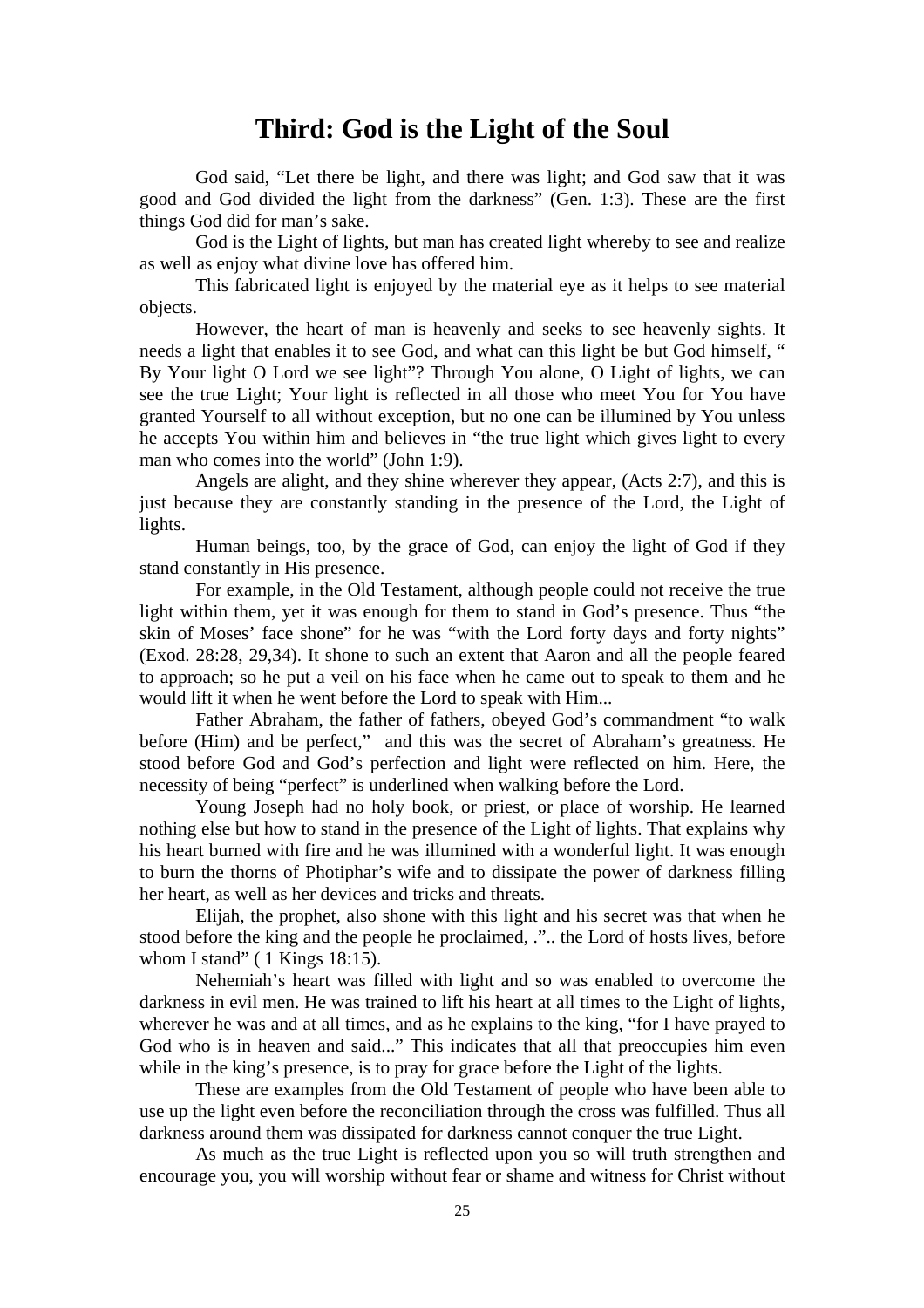# Third: God is the Light of the Soul

God said, "Let there be light, and there was light; and God saw that it was good and God divided the light from the darkness" (Gen. 1:3). These are the first things God did for man's sake.

God is the Light of lights, but man has created light whereby to see and realize as well as enjoy what divine love has offered him.

This fabricated light is enjoyed by the material eye as it helps to see material objects.

However, the heart of man is heavenly and seeks to see heavenly sights. It needs a light that enables it to see God, and what can this light be but God himself, " By Your light O Lord we see light"? Through You alone, O Light of lights, we can see the true Light; Your light is reflected in all those who meet You for You have granted Yourself to all without exception, but no one can be illumined by You unless he accepts You within him and believes in "the true light which gives light to every man who comes into the world" (John 1:9).

Angels are alight, and they shine wherever they appear, (Acts 2:7), and this is just because they are constantly standing in the presence of the Lord, the Light of lights.

Human beings, too, by the grace of God, can enjoy the light of God if they stand constantly in His presence.

For example, in the Old Testament, although people could not receive the true light within them, yet it was enough for them to stand in God's presence. Thus "the skin of Moses' face shone" for he was "with the Lord forty days and forty nights" (Exod. 28:28, 29,34). It shone to such an extent that Aaron and all the people feared to approach; so he put a veil on his face when he came out to speak to them and he would lift it when he went before the Lord to speak with Him...

Father Abraham, the father of fathers, obeyed God's commandment "to walk before (Him) and be perfect," and this was the secret of Abraham's greatness. He stood before God and God's perfection and light were reflected on him. Here, the necessity of being "perfect" is underlined when walking before the Lord.

Young Joseph had no holy book, or priest, or place of worship. He learned nothing else but how to stand in the presence of the Light of lights. That explains why his heart burned with fire and he was illumined with a wonderful light. It was enough to burn the thorns of Photiphar's wife and to dissipate the power of darkness filling her heart, as well as her devices and tricks and threats.

Elijah, the prophet, also shone with this light and his secret was that when he stood before the king and the people he proclaimed, ."... the Lord of hosts lives, before whom I stand" ( 1 Kings 18:15).

Nehemiah's heart was filled with light and so was enabled to overcome the darkness in evil men. He was trained to lift his heart at all times to the Light of lights, wherever he was and at all times, and as he explains to the king, "for I have prayed to God who is in heaven and said..." This indicates that all that preoccupies him even while in the king's presence, is to pray for grace before the Light of the lights.

These are examples from the Old Testament of people who have been able to use up the light even before the reconciliation through the cross was fulfilled. Thus all darkness around them was dissipated for darkness cannot conquer the true Light.

As much as the true Light is reflected upon you so will truth strengthen and encourage you, you will worship without fear or shame and witness for Christ without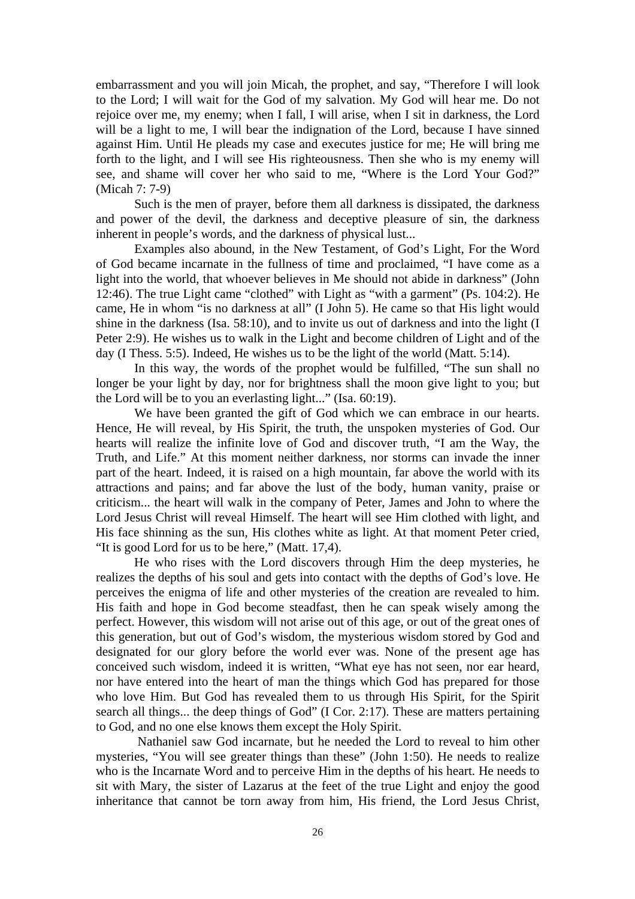embarrassment and you will join Micah, the prophet, and say, "Therefore I will look to the Lord; I will wait for the God of my salvation. My God will hear me. Do not rejoice over me, my enemy; when I fall, I will arise, when I sit in darkness, the Lord will be a light to me, I will bear the indignation of the Lord, because I have sinned against Him. Until He pleads my case and executes justice for me; He will bring me forth to the light, and I will see His righteousness. Then she who is my enemy will see, and shame will cover her who said to me, "Where is the Lord Your God?" (Micah 7: 7-9)

Such is the men of prayer, before them all darkness is dissipated, the darkness and power of the devil, the darkness and deceptive pleasure of sin, the darkness inherent in people's words, and the darkness of physical lust...

Examples also abound, in the New Testament, of God's Light, For the Word of God became incarnate in the fullness of time and proclaimed, "I have come as a light into the world, that whoever believes in Me should not abide in darkness" (John 12:46). The true Light came "clothed" with Light as "with a garment" (Ps. 104:2). He came, He in whom "is no darkness at all" (I John 5). He came so that His light would shine in the darkness (Isa. 58:10), and to invite us out of darkness and into the light (I Peter 2:9). He wishes us to walk in the Light and become children of Light and of the day (I Thess. 5:5). Indeed, He wishes us to be the light of the world (Matt. 5:14).

In this way, the words of the prophet would be fulfilled, "The sun shall no longer be your light by day, nor for brightness shall the moon give light to you; but the Lord will be to you an everlasting light..." (Isa. 60:19).

We have been granted the gift of God which we can embrace in our hearts. Hence, He will reveal, by His Spirit, the truth, the unspoken mysteries of God. Our hearts will realize the infinite love of God and discover truth, "I am the Way, the Truth, and Life." At this moment neither darkness, nor storms can invade the inner part of the heart. Indeed, it is raised on a high mountain, far above the world with its attractions and pains; and far above the lust of the body, human vanity, praise or criticism... the heart will walk in the company of Peter, James and John to where the Lord Jesus Christ will reveal Himself. The heart will see Him clothed with light, and His face shinning as the sun, His clothes white as light. At that moment Peter cried, "It is good Lord for us to be here," (Matt. 17,4).

He who rises with the Lord discovers through Him the deep mysteries, he realizes the depths of his soul and gets into contact with the depths of God's love. He perceives the enigma of life and other mysteries of the creation are revealed to him. His faith and hope in God become steadfast, then he can speak wisely among the perfect. However, this wisdom will not arise out of this age, or out of the great ones of this generation, but out of God's wisdom, the mysterious wisdom stored by God and designated for our glory before the world ever was. None of the present age has conceived such wisdom, indeed it is written, "What eye has not seen, nor ear heard, nor have entered into the heart of man the things which God has prepared for those who love Him. But God has revealed them to us through His Spirit, for the Spirit search all things... the deep things of God" (I Cor. 2:17). These are matters pertaining to God, and no one else knows them except the Holy Spirit.

Nathaniel saw God incarnate, but he needed the Lord to reveal to him other mysteries, "You will see greater things than these" (John 1:50). He needs to realize who is the Incarnate Word and to perceive Him in the depths of his heart. He needs to sit with Mary, the sister of Lazarus at the feet of the true Light and enjoy the good inheritance that cannot be torn away from him, His friend, the Lord Jesus Christ,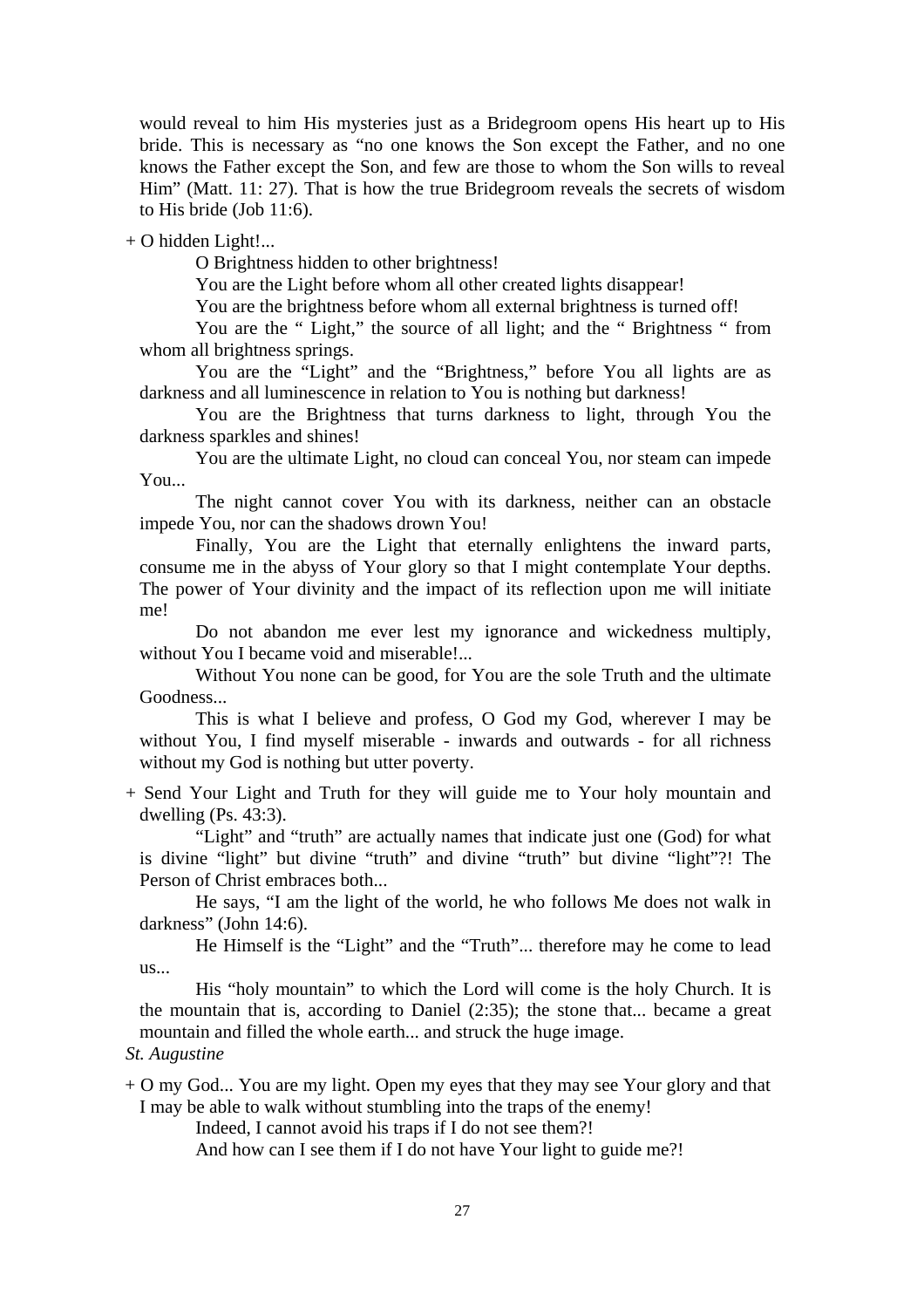would reveal to him His mysteries just as a Bridegroom opens His heart up to His bride. This is necessary as "no one knows the Son except the Father, and no one knows the Father except the Son, and few are those to whom the Son wills to reveal Him" (Matt. 11: 27). That is how the true Bridegroom reveals the secrets of wisdom to His bride (Job 11:6).

+ O hidden Light!...

O Brightness hidden to other brightness!

You are the Light before whom all other created lights disappear!

You are the brightness before whom all external brightness is turned off!

You are the " Light," the source of all light; and the " Brightness " from whom all brightness springs.

You are the "Light" and the "Brightness," before You all lights are as darkness and all luminescence in relation to You is nothing but darkness!

You are the Brightness that turns darkness to light, through You the darkness sparkles and shines!

You are the ultimate Light, no cloud can conceal You, nor steam can impede You...

The night cannot cover You with its darkness, neither can an obstacle impede You, nor can the shadows drown You!

Finally, You are the Light that eternally enlightens the inward parts, consume me in the abyss of Your glory so that I might contemplate Your depths. The power of Your divinity and the impact of its reflection upon me will initiate me!

Do not abandon me ever lest my ignorance and wickedness multiply, without You I became void and miserable!...

Without You none can be good, for You are the sole Truth and the ultimate Goodness...

This is what I believe and profess, O God my God, wherever I may be without You, I find myself miserable - inwards and outwards - for all richness without my God is nothing but utter poverty.

+ Send Your Light and Truth for they will guide me to Your holy mountain and dwelling (Ps. 43:3).

"Light" and "truth" are actually names that indicate just one (God) for what is divine "light" but divine "truth" and divine "truth" but divine "light"?! The Person of Christ embraces both...

He says, "I am the light of the world, he who follows Me does not walk in darkness" (John 14:6).

He Himself is the "Light" and the "Truth"... therefore may he come to lead us...

His "holy mountain" to which the Lord will come is the holy Church. It is the mountain that is, according to Daniel (2:35); the stone that... became a great mountain and filled the whole earth... and struck the huge image.

*St. Augustine*

+ O my God... You are my light. Open my eyes that they may see Your glory and that I may be able to walk without stumbling into the traps of the enemy!

Indeed, I cannot avoid his traps if I do not see them?!

And how can I see them if I do not have Your light to guide me?!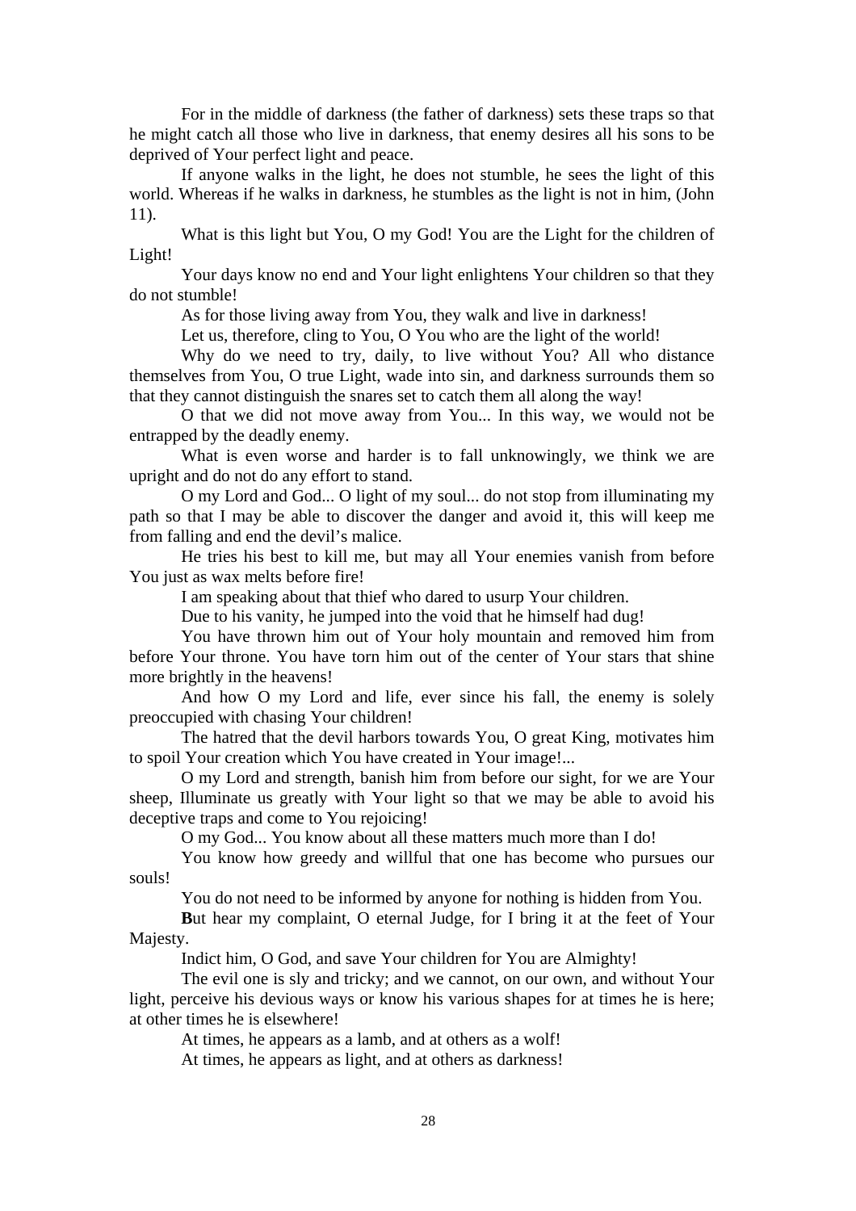For in the middle of darkness (the father of darkness) sets these traps so that he might catch all those who live in darkness, that enemy desires all his sons to be deprived of Your perfect light and peace.

If anyone walks in the light, he does not stumble, he sees the light of this world. Whereas if he walks in darkness, he stumbles as the light is not in him, (John 11).

What is this light but You, O my God! You are the Light for the children of Light!

Your days know no end and Your light enlightens Your children so that they do not stumble!

As for those living away from You, they walk and live in darkness!

Let us, therefore, cling to You, O You who are the light of the world!

Why do we need to try, daily, to live without You? All who distance themselves from You, O true Light, wade into sin, and darkness surrounds them so that they cannot distinguish the snares set to catch them all along the way!

O that we did not move away from You... In this way, we would not be entrapped by the deadly enemy.

What is even worse and harder is to fall unknowingly, we think we are upright and do not do any effort to stand.

O my Lord and God... O light of my soul... do not stop from illuminating my path so that I may be able to discover the danger and avoid it, this will keep me from falling and end the devil's malice.

He tries his best to kill me, but may all Your enemies vanish from before You just as wax melts before fire!

I am speaking about that thief who dared to usurp Your children.

Due to his vanity, he jumped into the void that he himself had dug!

You have thrown him out of Your holy mountain and removed him from before Your throne. You have torn him out of the center of Your stars that shine more brightly in the heavens!

And how O my Lord and life, ever since his fall, the enemy is solely preoccupied with chasing Your children!

The hatred that the devil harbors towards You, O great King, motivates him to spoil Your creation which You have created in Your image!...

O my Lord and strength, banish him from before our sight, for we are Your sheep, Illuminate us greatly with Your light so that we may be able to avoid his deceptive traps and come to You rejoicing!

O my God... You know about all these matters much more than I do!

You know how greedy and willful that one has become who pursues our souls!

You do not need to be informed by anyone for nothing is hidden from You.

**B**ut hear my complaint, O eternal Judge, for I bring it at the feet of Your Majesty.

Indict him, O God, and save Your children for You are Almighty!

The evil one is sly and tricky; and we cannot, on our own, and without Your light, perceive his devious ways or know his various shapes for at times he is here; at other times he is elsewhere!

At times, he appears as a lamb, and at others as a wolf!

At times, he appears as light, and at others as darkness!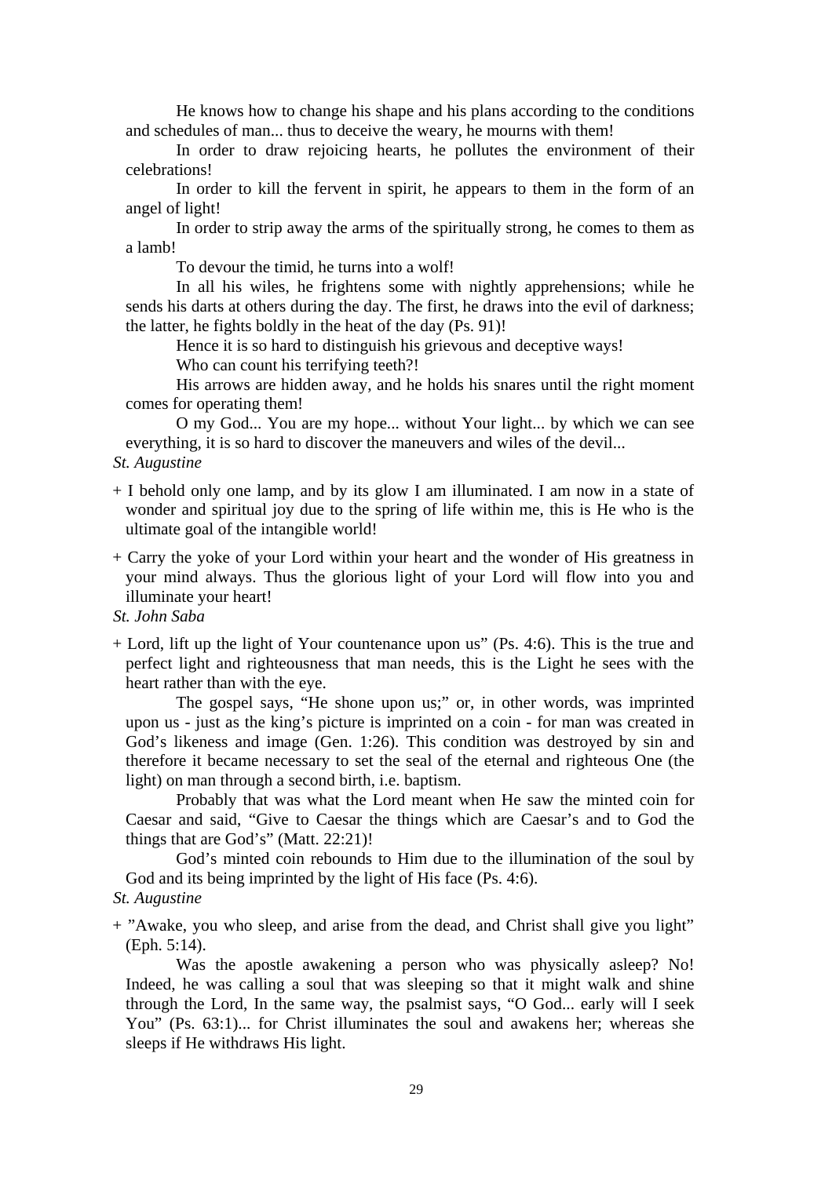He knows how to change his shape and his plans according to the conditions and schedules of man... thus to deceive the weary, he mourns with them!

In order to draw rejoicing hearts, he pollutes the environment of their celebrations!

In order to kill the fervent in spirit, he appears to them in the form of an angel of light!

In order to strip away the arms of the spiritually strong, he comes to them as a lamb!

To devour the timid, he turns into a wolf!

In all his wiles, he frightens some with nightly apprehensions; while he sends his darts at others during the day. The first, he draws into the evil of darkness; the latter, he fights boldly in the heat of the day (Ps. 91)!

Hence it is so hard to distinguish his grievous and deceptive ways!

Who can count his terrifying teeth?!

His arrows are hidden away, and he holds his snares until the right moment comes for operating them!

O my God... You are my hope... without Your light... by which we can see everything, it is so hard to discover the maneuvers and wiles of the devil...

*St. Augustine*

+ I behold only one lamp, and by its glow I am illuminated. I am now in a state of wonder and spiritual joy due to the spring of life within me, this is He who is the ultimate goal of the intangible world!

+ Carry the yoke of your Lord within your heart and the wonder of His greatness in your mind always. Thus the glorious light of your Lord will flow into you and illuminate your heart!

*St. John Saba*

+ Lord, lift up the light of Your countenance upon us" (Ps. 4:6). This is the true and perfect light and righteousness that man needs, this is the Light he sees with the heart rather than with the eye.

The gospel says, "He shone upon us;" or, in other words, was imprinted upon us - just as the king's picture is imprinted on a coin - for man was created in God's likeness and image (Gen. 1:26). This condition was destroyed by sin and therefore it became necessary to set the seal of the eternal and righteous One (the light) on man through a second birth, i.e. baptism.

Probably that was what the Lord meant when He saw the minted coin for Caesar and said, "Give to Caesar the things which are Caesar's and to God the things that are God's" (Matt. 22:21)!

God's minted coin rebounds to Him due to the illumination of the soul by God and its being imprinted by the light of His face (Ps. 4:6).

*St. Augustine*

+ "Awake, you who sleep, and arise from the dead, and Christ shall give you light" (Eph. 5:14).

Was the apostle awakening a person who was physically asleep? No! Indeed, he was calling a soul that was sleeping so that it might walk and shine through the Lord, In the same way, the psalmist says, "O God... early will I seek You" (Ps. 63:1)... for Christ illuminates the soul and awakens her; whereas she sleeps if He withdraws His light.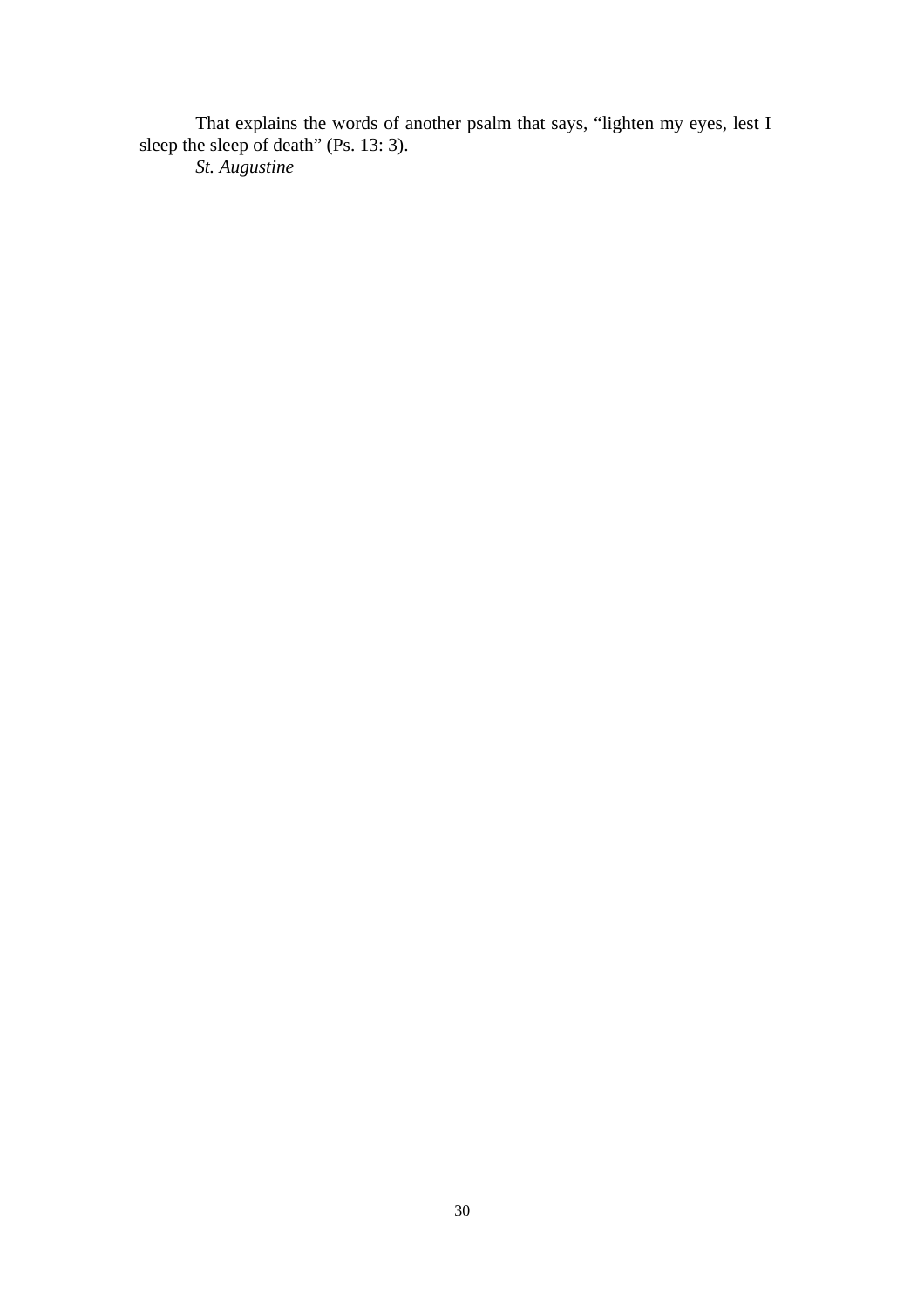That explains the words of another psalm that says, “lighten my eyes, lest I sleep the sleep of death” (Ps. 13: 3).

*St. Augustine*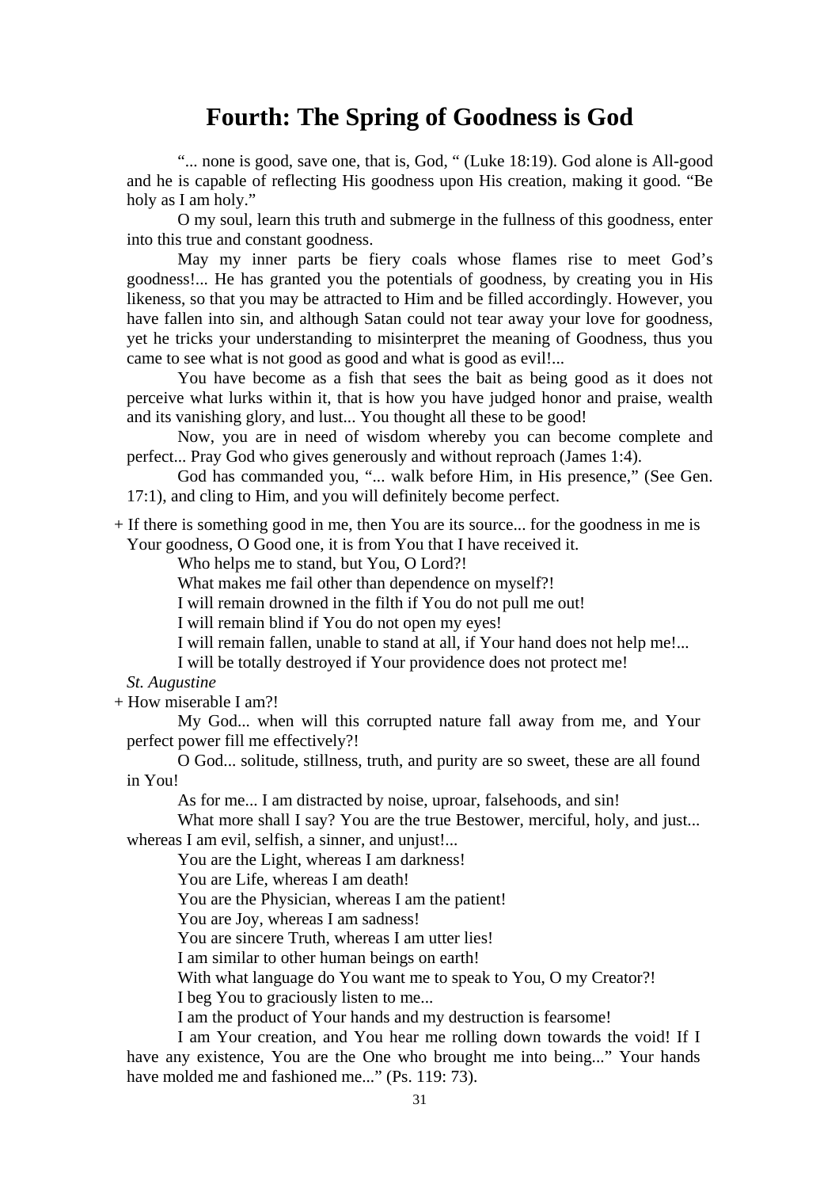# Fourth: The Spring of Goodness is God

"... none is good, save one, that is, God, " (Luke 18:19). God alone is All-good and he is capable of reflecting His goodness upon His creation, making it good. "Be holy as I am holy."

O my soul, learn this truth and submerge in the fullness of this goodness, enter into this true and constant goodness.

May my inner parts be fiery coals whose flames rise to meet God's goodness!... He has granted you the potentials of goodness, by creating you in His likeness, so that you may be attracted to Him and be filled accordingly. However, you have fallen into sin, and although Satan could not tear away your love for goodness, yet he tricks your understanding to misinterpret the meaning of Goodness, thus you came to see what is not good as good and what is good as evil!...

You have become as a fish that sees the bait as being good as it does not perceive what lurks within it, that is how you have judged honor and praise, wealth and its vanishing glory, and lust... You thought all these to be good!

Now, you are in need of wisdom whereby you can become complete and perfect... Pray God who gives generously and without reproach (James 1:4).

God has commanded you, "... walk before Him, in His presence," (See Gen. 17:1), and cling to Him, and you will definitely become perfect.

+ If there is something good in me, then You are its source... for the goodness in me is Your goodness, O Good one, it is from You that I have received it.

Who helps me to stand, but You, O Lord?!

What makes me fail other than dependence on myself?!

I will remain drowned in the filth if You do not pull me out!

I will remain blind if You do not open my eyes!

I will remain fallen, unable to stand at all, if Your hand does not help me!...

I will be totally destroyed if Your providence does not protect me!

*St. Augustine*

+ How miserable I am?!

My God... when will this corrupted nature fall away from me, and Your perfect power fill me effectively?!

O God... solitude, stillness, truth, and purity are so sweet, these are all found in You!

As for me... I am distracted by noise, uproar, falsehoods, and sin!

What more shall I say? You are the true Bestower, merciful, holy, and just... whereas I am evil, selfish, a sinner, and unjust!...

You are the Light, whereas I am darkness!

You are Life, whereas I am death!

You are the Physician, whereas I am the patient!

You are Joy, whereas I am sadness!

You are sincere Truth, whereas I am utter lies!

I am similar to other human beings on earth!

With what language do You want me to speak to You, O my Creator?!

I beg You to graciously listen to me...

I am the product of Your hands and my destruction is fearsome!

I am Your creation, and You hear me rolling down towards the void! If I have any existence, You are the One who brought me into being..." Your hands have molded me and fashioned me..." (Ps. 119: 73).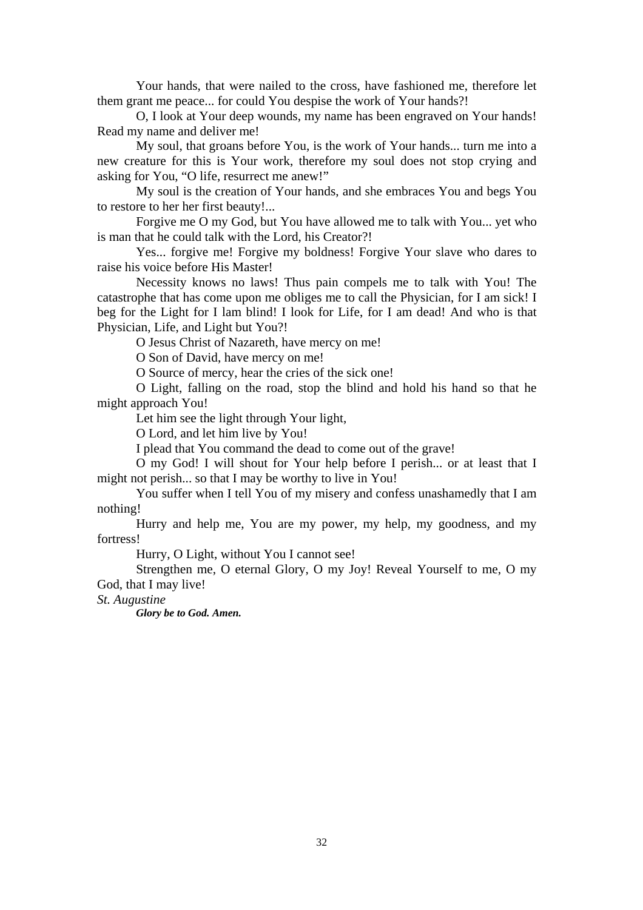Your hands, that were nailed to the cross, have fashioned me, therefore let them grant me peace... for could You despise the work of Your hands?!

O, I look at Your deep wounds, my name has been engraved on Your hands! Read my name and deliver me!

My soul, that groans before You, is the work of Your hands... turn me into a new creature for this is Your work, therefore my soul does not stop crying and asking for You, "O life, resurrect me anew!"

My soul is the creation of Your hands, and she embraces You and begs You to restore to her her first beauty!...

Forgive me O my God, but You have allowed me to talk with You... yet who is man that he could talk with the Lord, his Creator?!

Yes... forgive me! Forgive my boldness! Forgive Your slave who dares to raise his voice before His Master!

Necessity knows no laws! Thus pain compels me to talk with You! The catastrophe that has come upon me obliges me to call the Physician, for I am sick! I beg for the Light for I lam blind! I look for Life, for I am dead! And who is that Physician, Life, and Light but You?!

O Jesus Christ of Nazareth, have mercy on me!

O Son of David, have mercy on me!

O Source of mercy, hear the cries of the sick one!

O Light, falling on the road, stop the blind and hold his hand so that he might approach You!

Let him see the light through Your light,

O Lord, and let him live by You!

I plead that You command the dead to come out of the grave!

O my God! I will shout for Your help before I perish... or at least that I might not perish... so that I may be worthy to live in You!

You suffer when I tell You of my misery and confess unashamedly that I am nothing!

Hurry and help me, You are my power, my help, my goodness, and my fortress!

Hurry, O Light, without You I cannot see!

Strengthen me, O eternal Glory, O my Joy! Reveal Yourself to me, O my God, that I may live!

*St. Augustine*

***Glory be to God. Amen.***